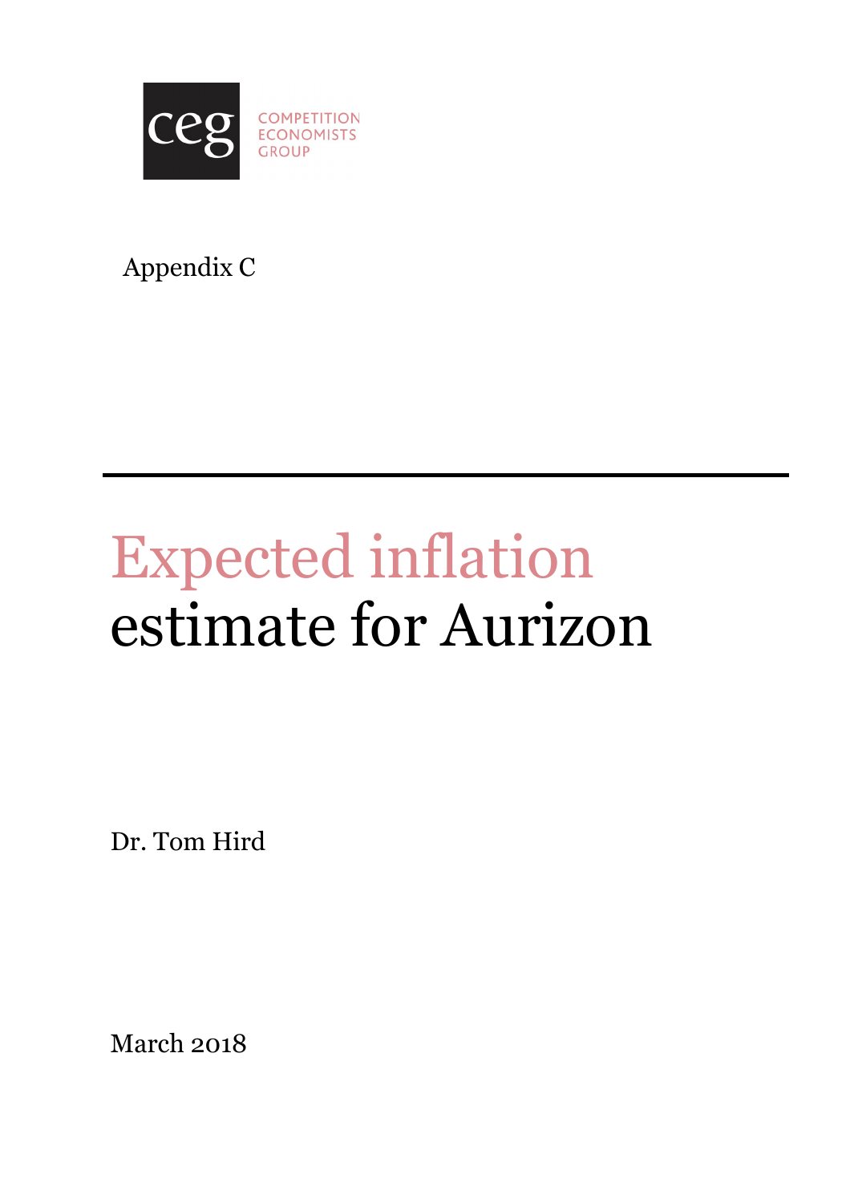COMPETITION ECONOMISTS GROUP

Appendix C

# Expected inflation estimate for Aurizon

Dr. Tom Hird

March 2018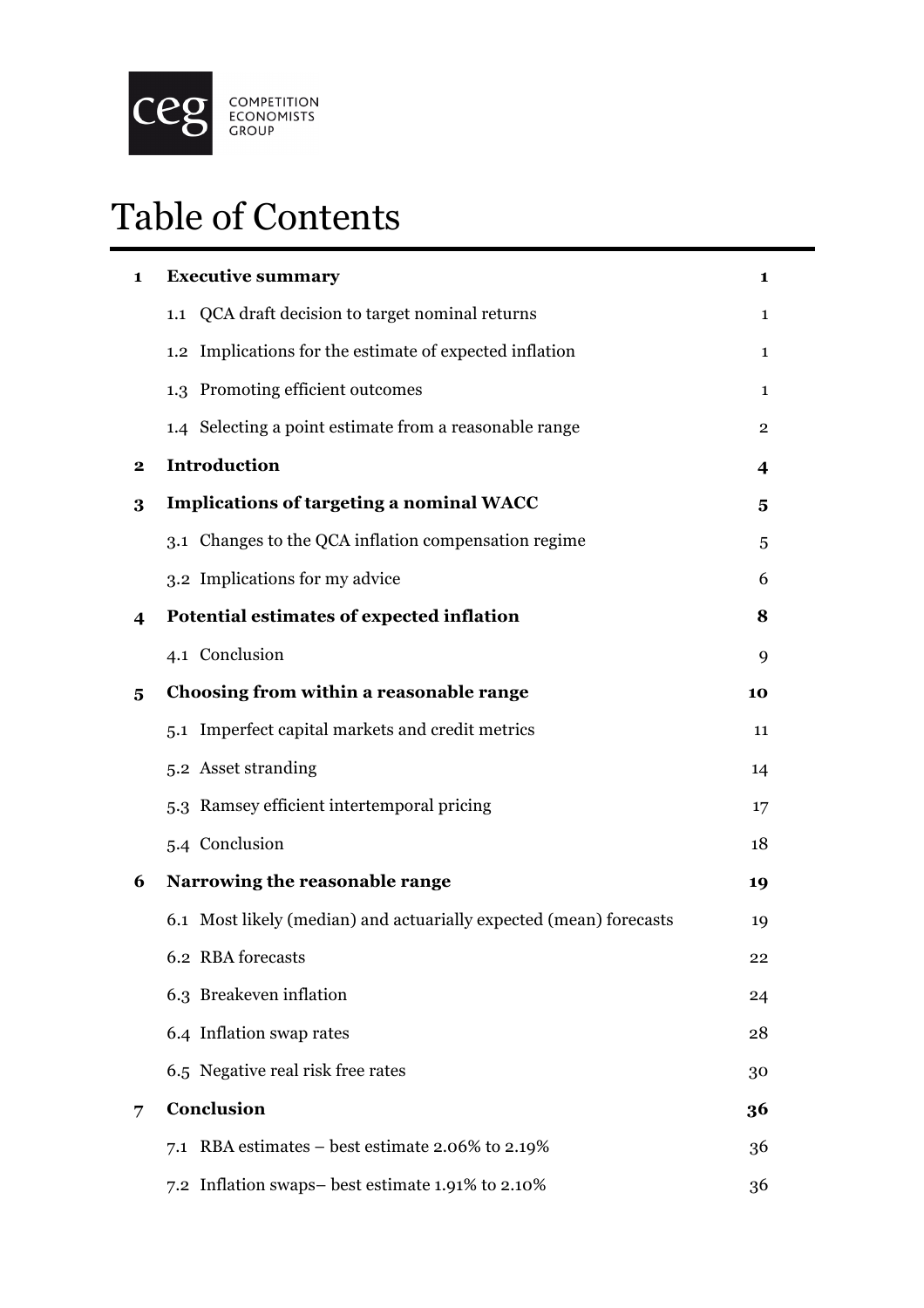# Table of Contents

| | | |
|---|---|---|
| **1** | **Executive summary** | **1** |
| | 1.1 QCA draft decision to target nominal returns | 1 |
| | 1.2 Implications for the estimate of expected inflation | 1 |
| | 1.3 Promoting efficient outcomes | 1 |
| | 1.4 Selecting a point estimate from a reasonable range | 2 |
| **2** | **Introduction** | **4** |
| **3** | **Implications of targeting a nominal WACC** | **5** |
| | 3.1 Changes to the QCA inflation compensation regime | 5 |
| | 3.2 Implications for my advice | 6 |
| **4** | **Potential estimates of expected inflation** | **8** |
| | 4.1 Conclusion | 9 |
| **5** | **Choosing from within a reasonable range** | **10** |
| | 5.1 Imperfect capital markets and credit metrics | 11 |
| | 5.2 Asset stranding | 14 |
| | 5.3 Ramsey efficient intertemporal pricing | 17 |
| | 5.4 Conclusion | 18 |
| **6** | **Narrowing the reasonable range** | **19** |
| | 6.1 Most likely (median) and actuarially expected (mean) forecasts | 19 |
| | 6.2 RBA forecasts | 22 |
| | 6.3 Breakeven inflation | 24 |
| | 6.4 Inflation swap rates | 28 |
| | 6.5 Negative real risk free rates | 30 |
| **7** | **Conclusion** | **36** |
| | 7.1 RBA estimates – best estimate 2.06% to 2.19% | 36 |
| | 7.2 Inflation swaps– best estimate 1.91% to 2.10% | 36 |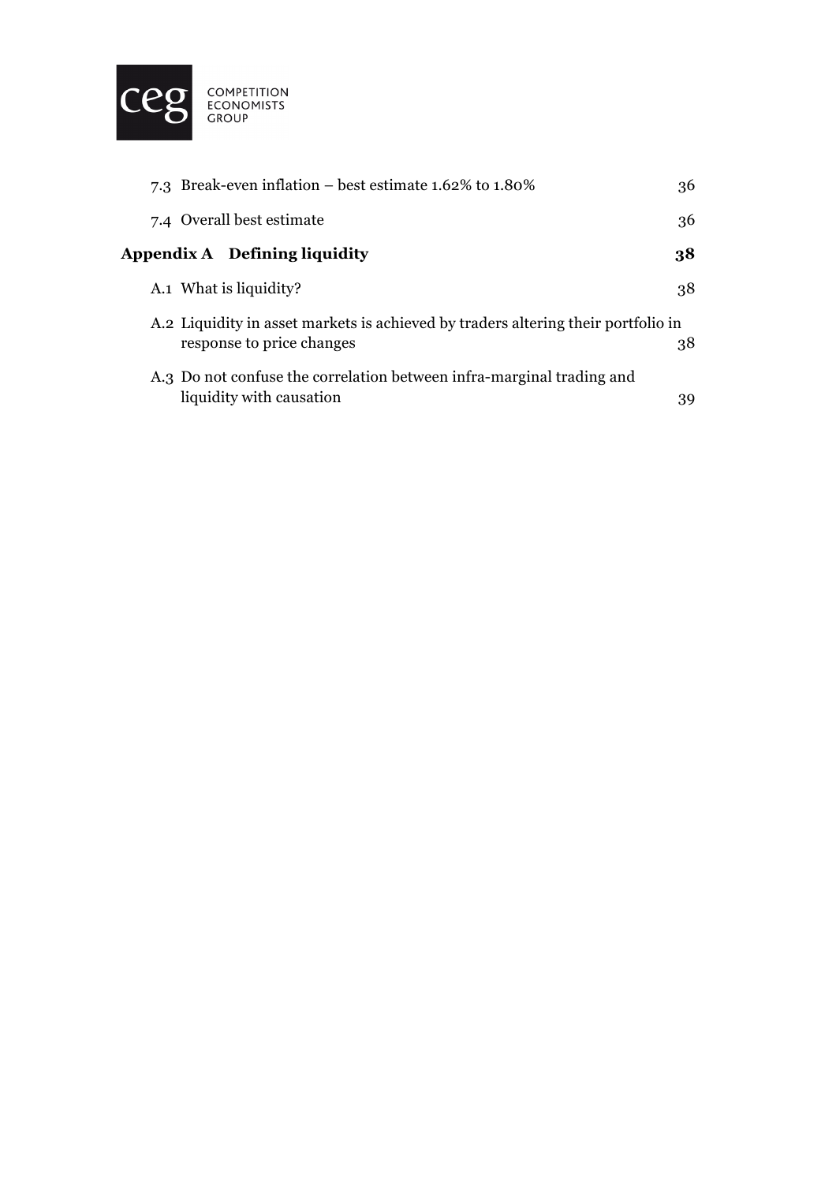| | |
|---|---|
| 7.3 Break-even inflation – best estimate 1.62% to 1.80% | 36 |
| 7.4 Overall best estimate | 36 |
| **Appendix A Defining liquidity** | **38** |
| A.1 What is liquidity? | 38 |
| A.2 Liquidity in asset markets is achieved by traders altering their portfolio in response to price changes | 38 |
| A.3 Do not confuse the correlation between infra-marginal trading and liquidity with causation | 39 |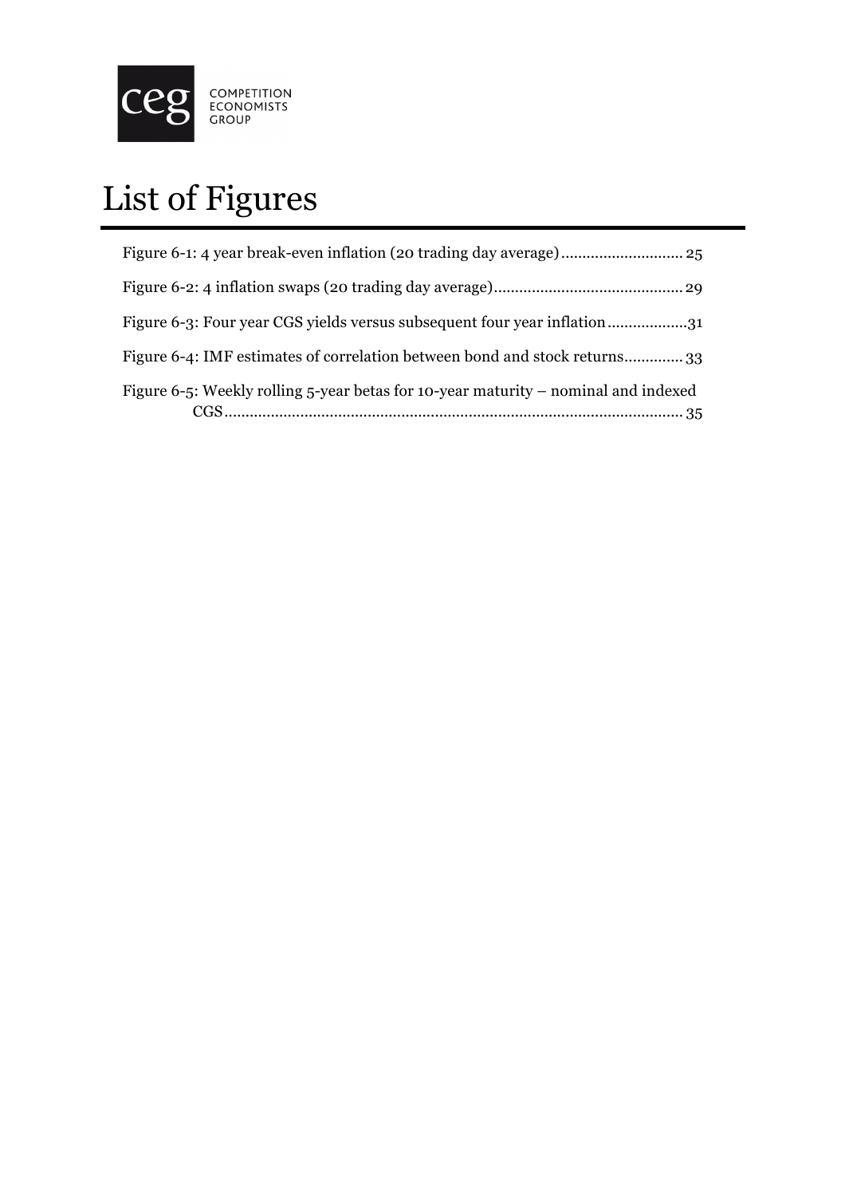# List of Figures

Figure 6-1: 4 year break-even inflation (20 trading day average) ............................ 25

Figure 6-2: 4 inflation swaps (20 trading day average) ............................................ 29

Figure 6-3: Four year CGS yields versus subsequent four year inflation ..................31

Figure 6-4: IMF estimates of correlation between bond and stock returns ............. 33

Figure 6-5: Weekly rolling 5-year betas for 10-year maturity – nominal and indexed CGS ........................................................................................................... 35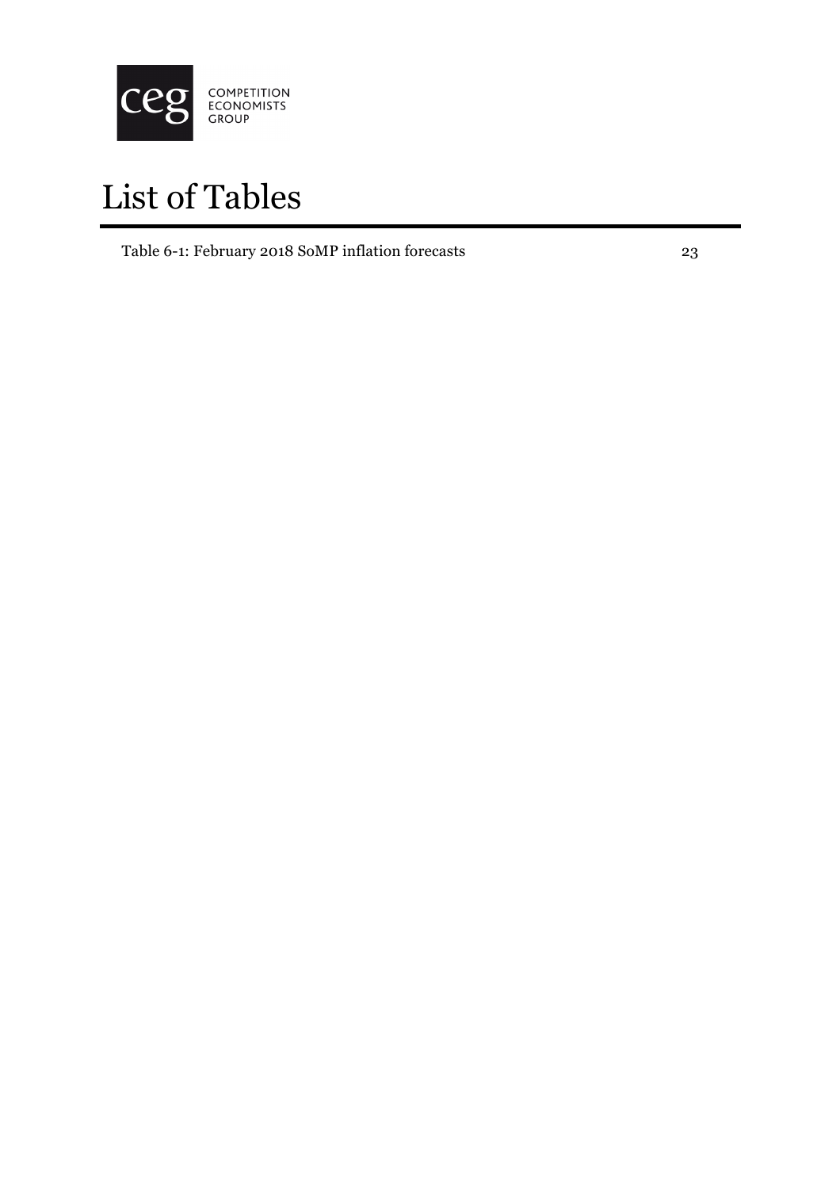# List of Tables

Table 6-1: February 2018 SoMP inflation forecasts 23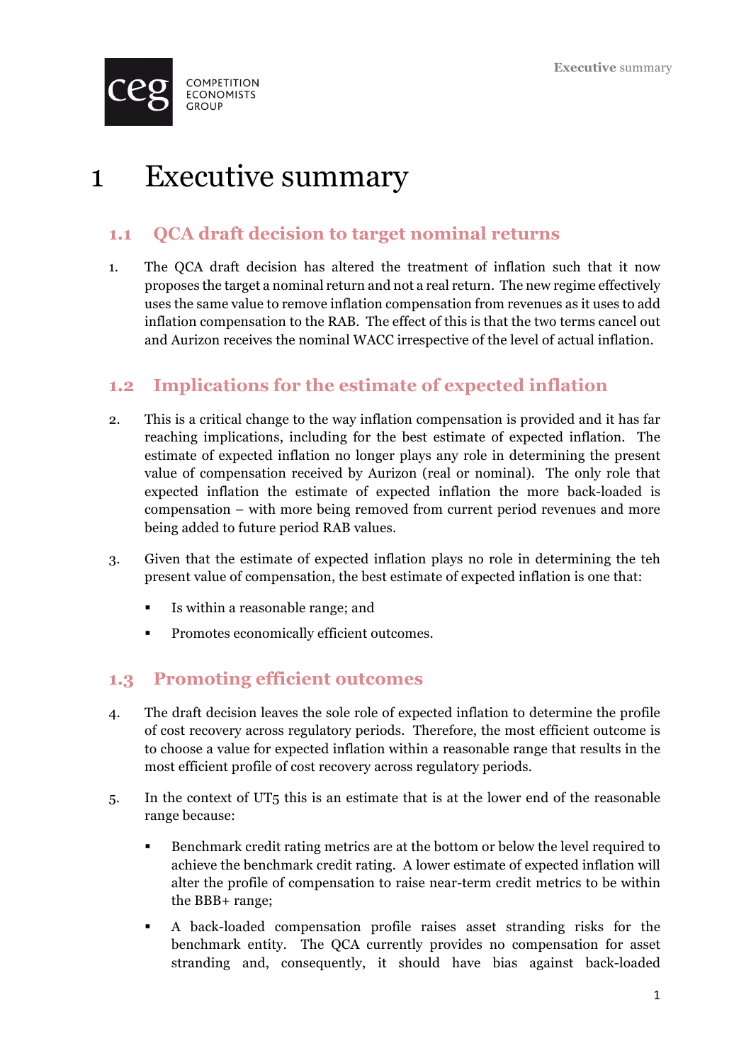# 1 Executive summary

## 1.1 QCA draft decision to target nominal returns

1. The QCA draft decision has altered the treatment of inflation such that it now proposes the target a nominal return and not a real return. The new regime effectively uses the same value to remove inflation compensation from revenues as it uses to add inflation compensation to the RAB. The effect of this is that the two terms cancel out and Aurizon receives the nominal WACC irrespective of the level of actual inflation.

## 1.2 Implications for the estimate of expected inflation

2. This is a critical change to the way inflation compensation is provided and it has far reaching implications, including for the best estimate of expected inflation. The estimate of expected inflation no longer plays any role in determining the present value of compensation received by Aurizon (real or nominal). The only role that expected inflation the estimate of expected inflation the more back-loaded is compensation – with more being removed from current period revenues and more being added to future period RAB values.

3. Given that the estimate of expected inflation plays no role in determining the teh present value of compensation, the best estimate of expected inflation is one that:

   - Is within a reasonable range; and
   - Promotes economically efficient outcomes.

## 1.3 Promoting efficient outcomes

4. The draft decision leaves the sole role of expected inflation to determine the profile of cost recovery across regulatory periods. Therefore, the most efficient outcome is to choose a value for expected inflation within a reasonable range that results in the most efficient profile of cost recovery across regulatory periods.

5. In the context of UT5 this is an estimate that is at the lower end of the reasonable range because:

   - Benchmark credit rating metrics are at the bottom or below the level required to achieve the benchmark credit rating. A lower estimate of expected inflation will alter the profile of compensation to raise near-term credit metrics to be within the BBB+ range;
   - A back-loaded compensation profile raises asset stranding risks for the benchmark entity. The QCA currently provides no compensation for asset stranding and, consequently, it should have bias against back-loaded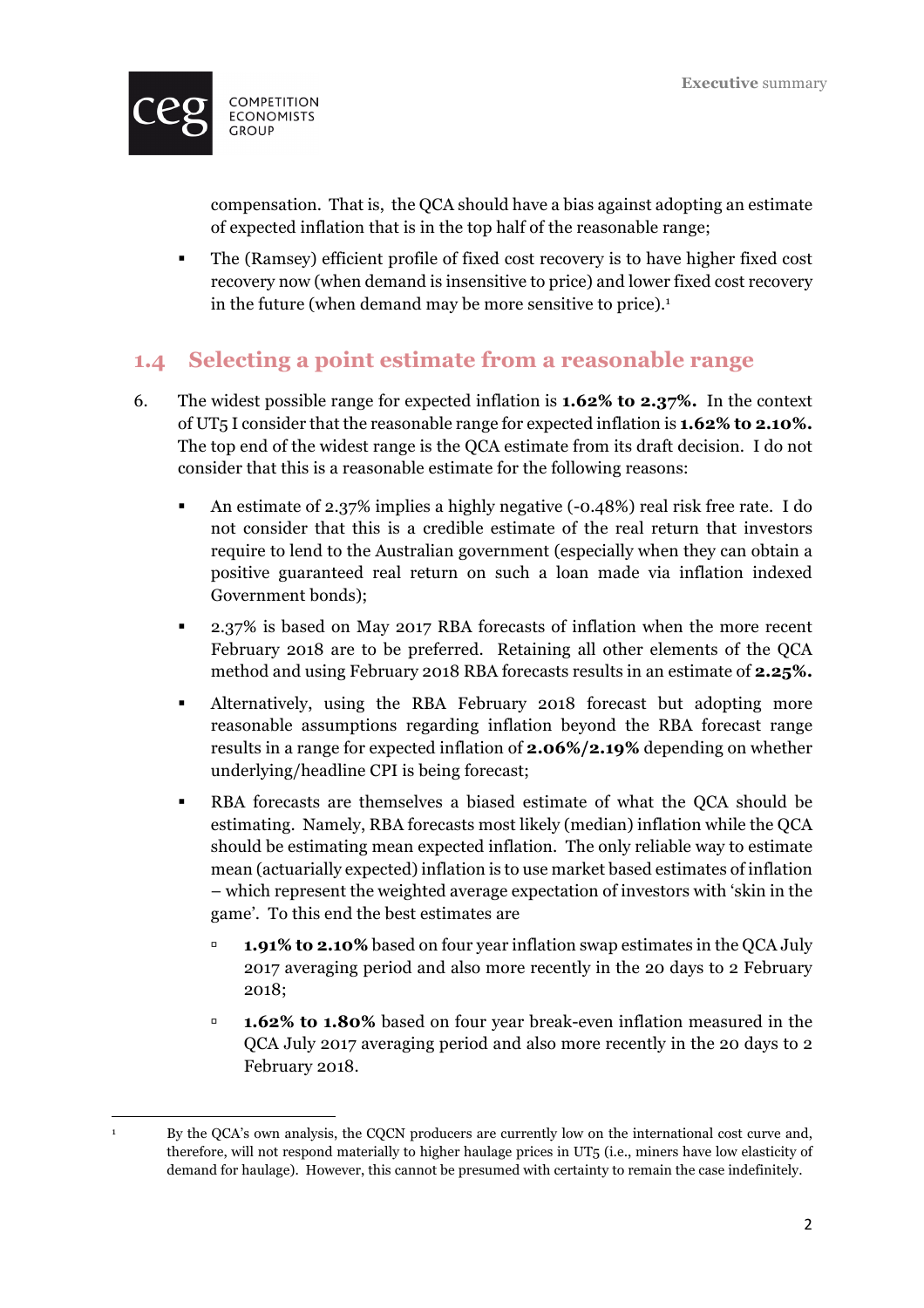compensation. That is, the QCA should have a bias against adopting an estimate of expected inflation that is in the top half of the reasonable range;

- The (Ramsey) efficient profile of fixed cost recovery is to have higher fixed cost recovery now (when demand is insensitive to price) and lower fixed cost recovery in the future (when demand may be more sensitive to price).[1]

## 1.4 Selecting a point estimate from a reasonable range

6. The widest possible range for expected inflation is **1.62% to 2.37%.** In the context of UT5 I consider that the reasonable range for expected inflation is **1.62% to 2.10%.** The top end of the widest range is the QCA estimate from its draft decision. I do not consider that this is a reasonable estimate for the following reasons:

   - An estimate of 2.37% implies a highly negative (-0.48%) real risk free rate. I do not consider that this is a credible estimate of the real return that investors require to lend to the Australian government (especially when they can obtain a positive guaranteed real return on such a loan made via inflation indexed Government bonds);

   - 2.37% is based on May 2017 RBA forecasts of inflation when the more recent February 2018 are to be preferred. Retaining all other elements of the QCA method and using February 2018 RBA forecasts results in an estimate of **2.25%.**

   - Alternatively, using the RBA February 2018 forecast but adopting more reasonable assumptions regarding inflation beyond the RBA forecast range results in a range for expected inflation of **2.06%/2.19%** depending on whether underlying/headline CPI is being forecast;

   - RBA forecasts are themselves a biased estimate of what the QCA should be estimating. Namely, RBA forecasts most likely (median) inflation while the QCA should be estimating mean expected inflation. The only reliable way to estimate mean (actuarially expected) inflation is to use market based estimates of inflation – which represent the weighted average expectation of investors with 'skin in the game'. To this end the best estimates are

     - **1.91% to 2.10%** based on four year inflation swap estimates in the QCA July 2017 averaging period and also more recently in the 20 days to 2 February 2018;

     - **1.62% to 1.80%** based on four year break-even inflation measured in the QCA July 2017 averaging period and also more recently in the 20 days to 2 February 2018.

---

[1] By the QCA's own analysis, the CQCN producers are currently low on the international cost curve and, therefore, will not respond materially to higher haulage prices in UT5 (i.e., miners have low elasticity of demand for haulage). However, this cannot be presumed with certainty to remain the case indefinitely.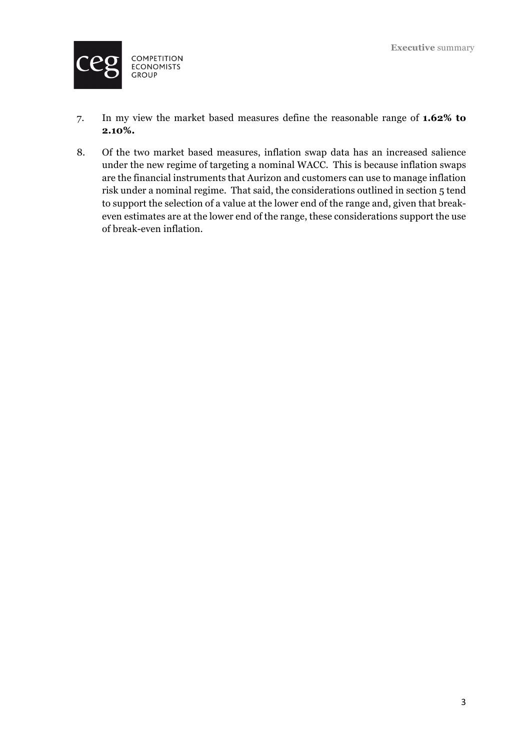7. In my view the market based measures define the reasonable range of **1.62% to 2.10%.**

8. Of the two market based measures, inflation swap data has an increased salience under the new regime of targeting a nominal WACC. This is because inflation swaps are the financial instruments that Aurizon and customers can use to manage inflation risk under a nominal regime. That said, the considerations outlined in section 5 tend to support the selection of a value at the lower end of the range and, given that break-even estimates are at the lower end of the range, these considerations support the use of break-even inflation.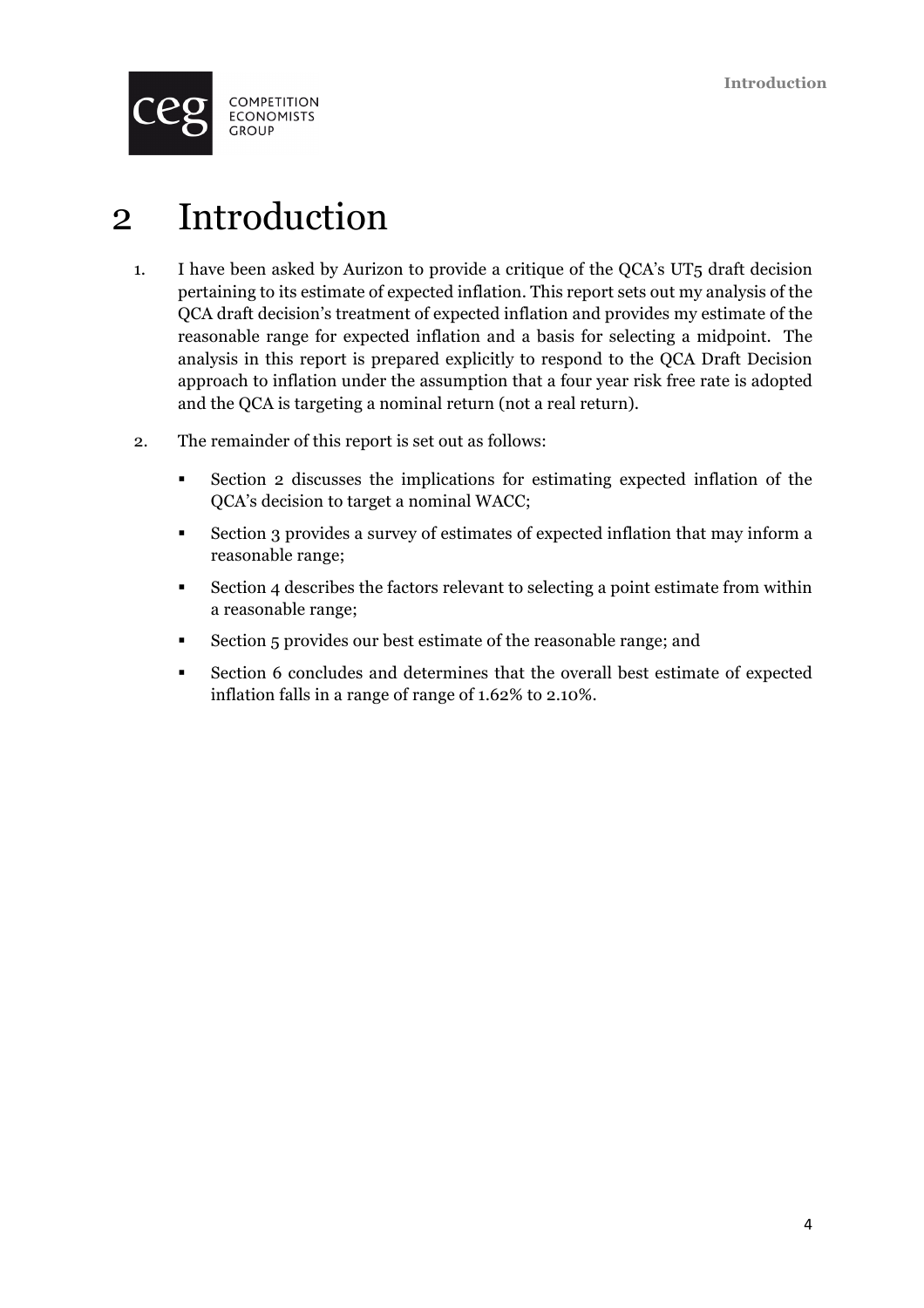# 2 Introduction

1. I have been asked by Aurizon to provide a critique of the QCA's UT5 draft decision pertaining to its estimate of expected inflation. This report sets out my analysis of the QCA draft decision's treatment of expected inflation and provides my estimate of the reasonable range for expected inflation and a basis for selecting a midpoint. The analysis in this report is prepared explicitly to respond to the QCA Draft Decision approach to inflation under the assumption that a four year risk free rate is adopted and the QCA is targeting a nominal return (not a real return).

2. The remainder of this report is set out as follows:

   - Section 2 discusses the implications for estimating expected inflation of the QCA's decision to target a nominal WACC;
   - Section 3 provides a survey of estimates of expected inflation that may inform a reasonable range;
   - Section 4 describes the factors relevant to selecting a point estimate from within a reasonable range;
   - Section 5 provides our best estimate of the reasonable range; and
   - Section 6 concludes and determines that the overall best estimate of expected inflation falls in a range of range of 1.62% to 2.10%.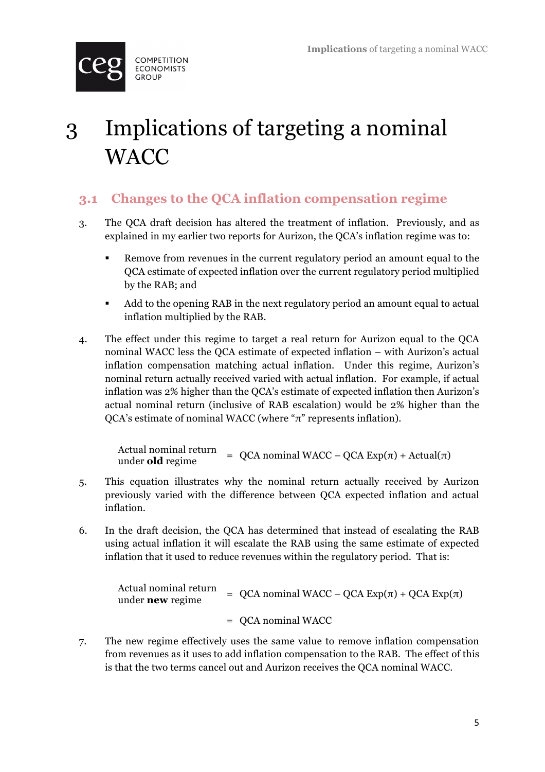# 3 Implications of targeting a nominal WACC

## 3.1 Changes to the QCA inflation compensation regime

3. The QCA draft decision has altered the treatment of inflation. Previously, and as explained in my earlier two reports for Aurizon, the QCA's inflation regime was to:

   - Remove from revenues in the current regulatory period an amount equal to the QCA estimate of expected inflation over the current regulatory period multiplied by the RAB; and
   - Add to the opening RAB in the next regulatory period an amount equal to actual inflation multiplied by the RAB.

4. The effect under this regime to target a real return for Aurizon equal to the QCA nominal WACC less the QCA estimate of expected inflation – with Aurizon's actual inflation compensation matching actual inflation. Under this regime, Aurizon's nominal return actually received varied with actual inflation. For example, if actual inflation was 2% higher than the QCA's estimate of expected inflation then Aurizon's actual nominal return (inclusive of RAB escalation) would be 2% higher than the QCA's estimate of nominal WACC (where "π" represents inflation).

$$\text{Actual nominal return under } \textbf{old} \text{ regime} = \text{QCA nominal WACC} - \text{QCA Exp}(\pi) + \text{Actual}(\pi)$$

5. This equation illustrates why the nominal return actually received by Aurizon previously varied with the difference between QCA expected inflation and actual inflation.

6. In the draft decision, the QCA has determined that instead of escalating the RAB using actual inflation it will escalate the RAB using the same estimate of expected inflation that it used to reduce revenues within the regulatory period. That is:

$$\begin{aligned}\text{Actual nominal return under } \textbf{new} \text{ regime} &= \text{QCA nominal WACC} - \text{QCA Exp}(\pi) + \text{QCA Exp}(\pi) \\ &= \text{QCA nominal WACC}\end{aligned}$$

7. The new regime effectively uses the same value to remove inflation compensation from revenues as it uses to add inflation compensation to the RAB. The effect of this is that the two terms cancel out and Aurizon receives the QCA nominal WACC.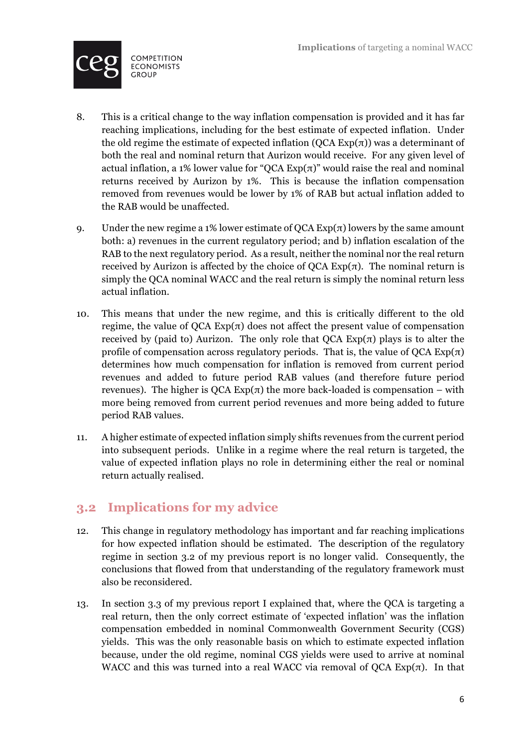8. This is a critical change to the way inflation compensation is provided and it has far reaching implications, including for the best estimate of expected inflation. Under the old regime the estimate of expected inflation (QCA Exp($\pi$)) was a determinant of both the real and nominal return that Aurizon would receive. For any given level of actual inflation, a 1% lower value for "QCA Exp($\pi$)" would raise the real and nominal returns received by Aurizon by 1%. This is because the inflation compensation removed from revenues would be lower by 1% of RAB but actual inflation added to the RAB would be unaffected.

9. Under the new regime a 1% lower estimate of QCA Exp($\pi$) lowers by the same amount both: a) revenues in the current regulatory period; and b) inflation escalation of the RAB to the next regulatory period. As a result, neither the nominal nor the real return received by Aurizon is affected by the choice of QCA Exp($\pi$). The nominal return is simply the QCA nominal WACC and the real return is simply the nominal return less actual inflation.

10. This means that under the new regime, and this is critically different to the old regime, the value of QCA Exp($\pi$) does not affect the present value of compensation received by (paid to) Aurizon. The only role that QCA Exp($\pi$) plays is to alter the profile of compensation across regulatory periods. That is, the value of QCA Exp($\pi$) determines how much compensation for inflation is removed from current period revenues and added to future period RAB values (and therefore future period revenues). The higher is QCA Exp($\pi$) the more back-loaded is compensation – with more being removed from current period revenues and more being added to future period RAB values.

11. A higher estimate of expected inflation simply shifts revenues from the current period into subsequent periods. Unlike in a regime where the real return is targeted, the value of expected inflation plays no role in determining either the real or nominal return actually realised.

## 3.2 Implications for my advice

12. This change in regulatory methodology has important and far reaching implications for how expected inflation should be estimated. The description of the regulatory regime in section 3.2 of my previous report is no longer valid. Consequently, the conclusions that flowed from that understanding of the regulatory framework must also be reconsidered.

13. In section 3.3 of my previous report I explained that, where the QCA is targeting a real return, then the only correct estimate of 'expected inflation' was the inflation compensation embedded in nominal Commonwealth Government Security (CGS) yields. This was the only reasonable basis on which to estimate expected inflation because, under the old regime, nominal CGS yields were used to arrive at nominal WACC and this was turned into a real WACC via removal of QCA Exp($\pi$). In that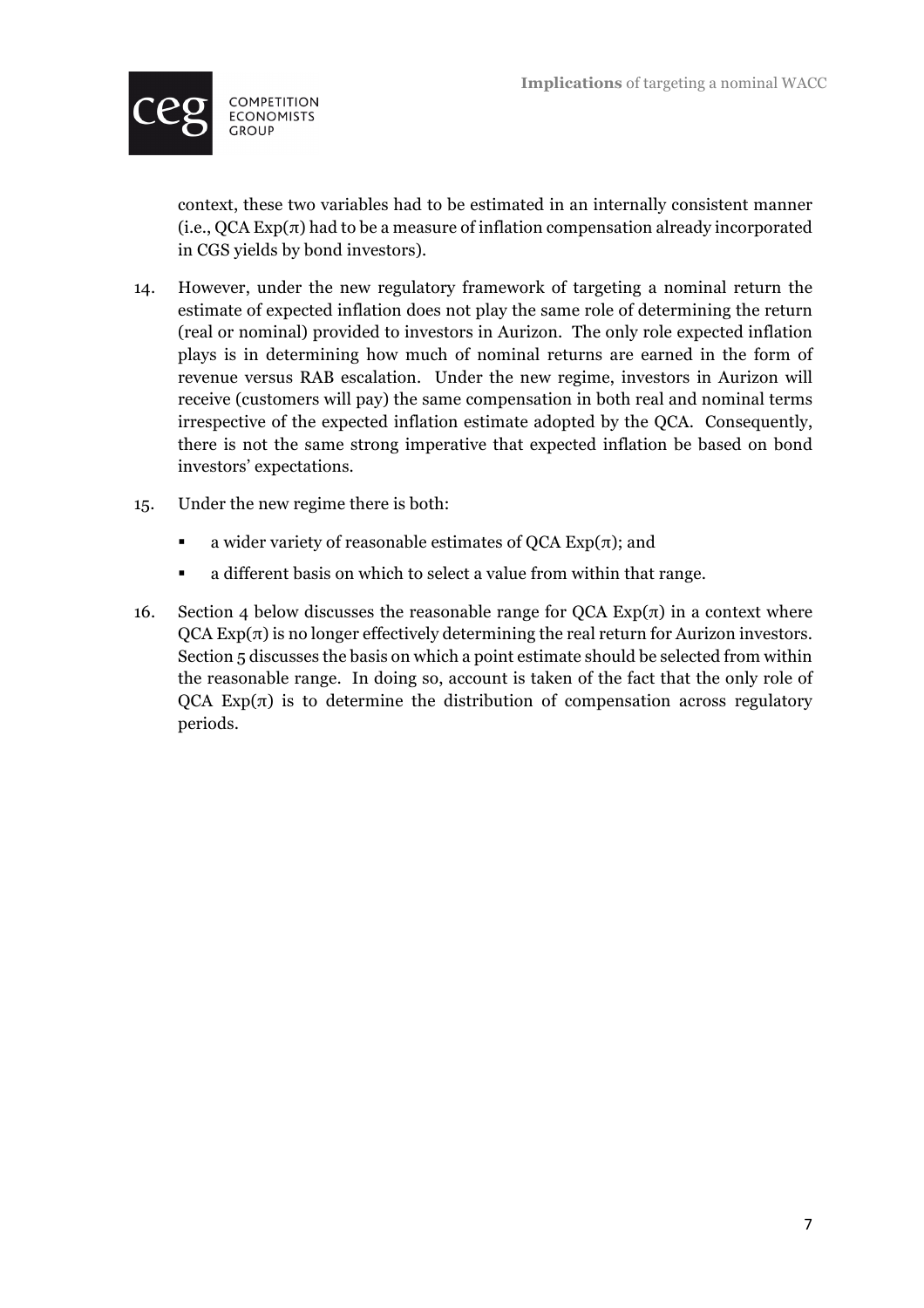context, these two variables had to be estimated in an internally consistent manner (i.e., QCA Exp($\pi$) had to be a measure of inflation compensation already incorporated in CGS yields by bond investors).

14. However, under the new regulatory framework of targeting a nominal return the estimate of expected inflation does not play the same role of determining the return (real or nominal) provided to investors in Aurizon. The only role expected inflation plays is in determining how much of nominal returns are earned in the form of revenue versus RAB escalation. Under the new regime, investors in Aurizon will receive (customers will pay) the same compensation in both real and nominal terms irrespective of the expected inflation estimate adopted by the QCA. Consequently, there is not the same strong imperative that expected inflation be based on bond investors' expectations.

15. Under the new regime there is both:

    - a wider variety of reasonable estimates of QCA Exp($\pi$); and
    - a different basis on which to select a value from within that range.

16. Section 4 below discusses the reasonable range for QCA Exp($\pi$) in a context where QCA Exp($\pi$) is no longer effectively determining the real return for Aurizon investors. Section 5 discusses the basis on which a point estimate should be selected from within the reasonable range. In doing so, account is taken of the fact that the only role of QCA Exp($\pi$) is to determine the distribution of compensation across regulatory periods.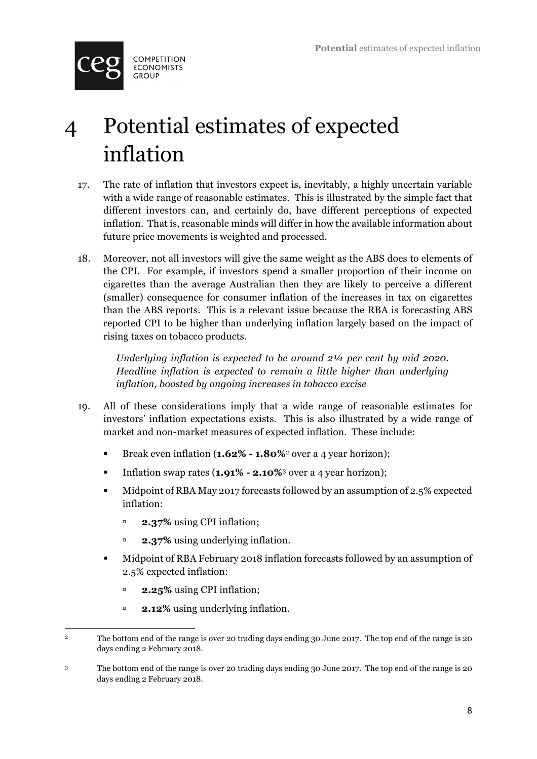# 4 Potential estimates of expected inflation

17. The rate of inflation that investors expect is, inevitably, a highly uncertain variable with a wide range of reasonable estimates. This is illustrated by the simple fact that different investors can, and certainly do, have different perceptions of expected inflation. That is, reasonable minds will differ in how the available information about future price movements is weighted and processed.

18. Moreover, not all investors will give the same weight as the ABS does to elements of the CPI. For example, if investors spend a smaller proportion of their income on cigarettes than the average Australian then they are likely to perceive a different (smaller) consequence for consumer inflation of the increases in tax on cigarettes than the ABS reports. This is a relevant issue because the RBA is forecasting ABS reported CPI to be higher than underlying inflation largely based on the impact of rising taxes on tobacco products.

> *Underlying inflation is expected to be around 2¼ per cent by mid 2020. Headline inflation is expected to remain a little higher than underlying inflation, boosted by ongoing increases in tobacco excise*

19. All of these considerations imply that a wide range of reasonable estimates for investors' inflation expectations exists. This is also illustrated by a wide range of market and non-market measures of expected inflation. These include:

   - Break even inflation (**1.62% - 1.80%**[2] over a 4 year horizon);
   - Inflation swap rates (**1.91% - 2.10%**[3] over a 4 year horizon);
   - Midpoint of RBA May 2017 forecasts followed by an assumption of 2.5% expected inflation:
     - **2.37%** using CPI inflation;
     - **2.37%** using underlying inflation.
   - Midpoint of RBA February 2018 inflation forecasts followed by an assumption of 2.5% expected inflation:
     - **2.25%** using CPI inflation;
     - **2.12%** using underlying inflation.

---

[2] The bottom end of the range is over 20 trading days ending 30 June 2017. The top end of the range is 20 days ending 2 February 2018.

[3] The bottom end of the range is over 20 trading days ending 30 June 2017. The top end of the range is 20 days ending 2 February 2018.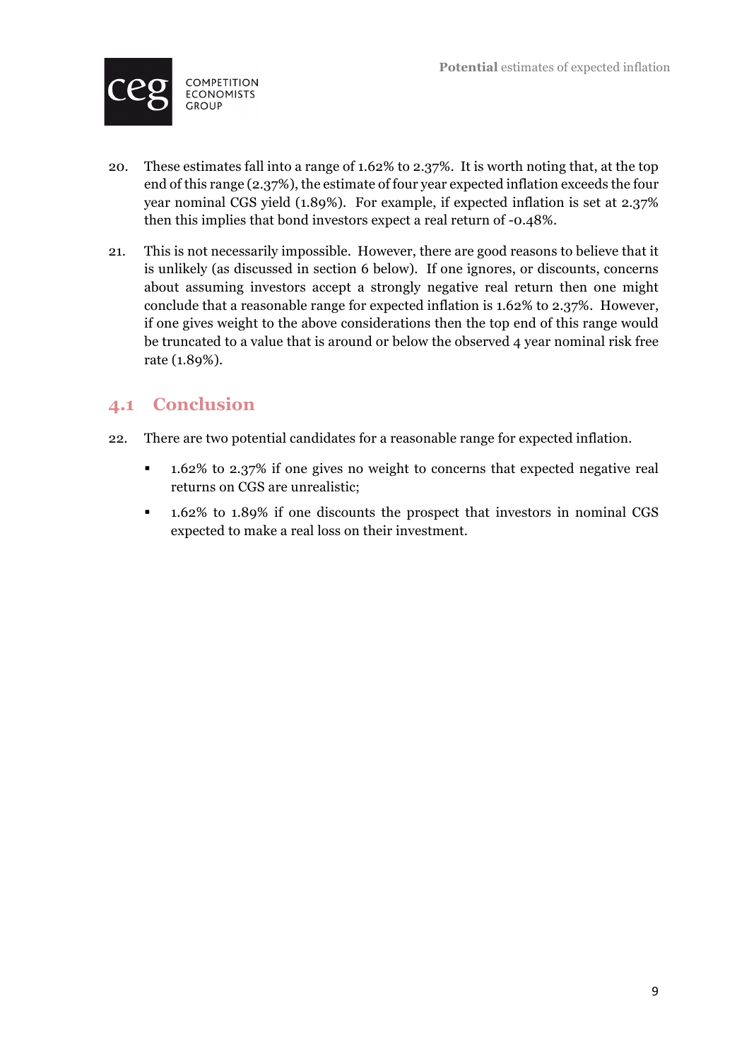20. These estimates fall into a range of 1.62% to 2.37%. It is worth noting that, at the top end of this range (2.37%), the estimate of four year expected inflation exceeds the four year nominal CGS yield (1.89%). For example, if expected inflation is set at 2.37% then this implies that bond investors expect a real return of -0.48%.

21. This is not necessarily impossible. However, there are good reasons to believe that it is unlikely (as discussed in section 6 below). If one ignores, or discounts, concerns about assuming investors accept a strongly negative real return then one might conclude that a reasonable range for expected inflation is 1.62% to 2.37%. However, if one gives weight to the above considerations then the top end of this range would be truncated to a value that is around or below the observed 4 year nominal risk free rate (1.89%).

## 4.1 Conclusion

22. There are two potential candidates for a reasonable range for expected inflation.

    - 1.62% to 2.37% if one gives no weight to concerns that expected negative real returns on CGS are unrealistic;
    - 1.62% to 1.89% if one discounts the prospect that investors in nominal CGS expected to make a real loss on their investment.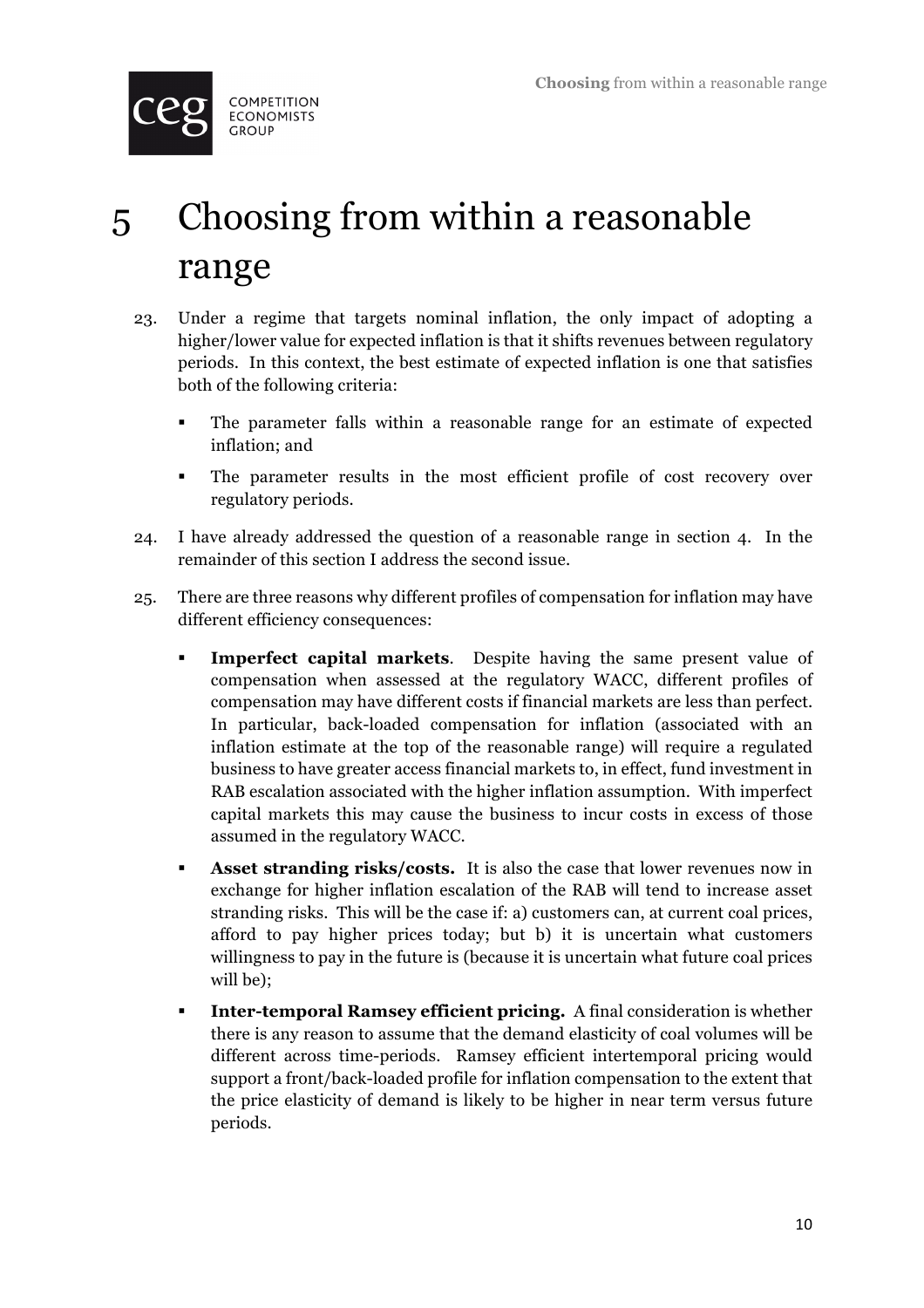# 5 Choosing from within a reasonable range

23. Under a regime that targets nominal inflation, the only impact of adopting a higher/lower value for expected inflation is that it shifts revenues between regulatory periods. In this context, the best estimate of expected inflation is one that satisfies both of the following criteria:

    - The parameter falls within a reasonable range for an estimate of expected inflation; and
    - The parameter results in the most efficient profile of cost recovery over regulatory periods.

24. I have already addressed the question of a reasonable range in section 4. In the remainder of this section I address the second issue.

25. There are three reasons why different profiles of compensation for inflation may have different efficiency consequences:

    - **Imperfect capital markets**. Despite having the same present value of compensation when assessed at the regulatory WACC, different profiles of compensation may have different costs if financial markets are less than perfect. In particular, back-loaded compensation for inflation (associated with an inflation estimate at the top of the reasonable range) will require a regulated business to have greater access financial markets to, in effect, fund investment in RAB escalation associated with the higher inflation assumption. With imperfect capital markets this may cause the business to incur costs in excess of those assumed in the regulatory WACC.
    - **Asset stranding risks/costs.** It is also the case that lower revenues now in exchange for higher inflation escalation of the RAB will tend to increase asset stranding risks. This will be the case if: a) customers can, at current coal prices, afford to pay higher prices today; but b) it is uncertain what customers willingness to pay in the future is (because it is uncertain what future coal prices will be);
    - **Inter-temporal Ramsey efficient pricing.** A final consideration is whether there is any reason to assume that the demand elasticity of coal volumes will be different across time-periods. Ramsey efficient intertemporal pricing would support a front/back-loaded profile for inflation compensation to the extent that the price elasticity of demand is likely to be higher in near term versus future periods.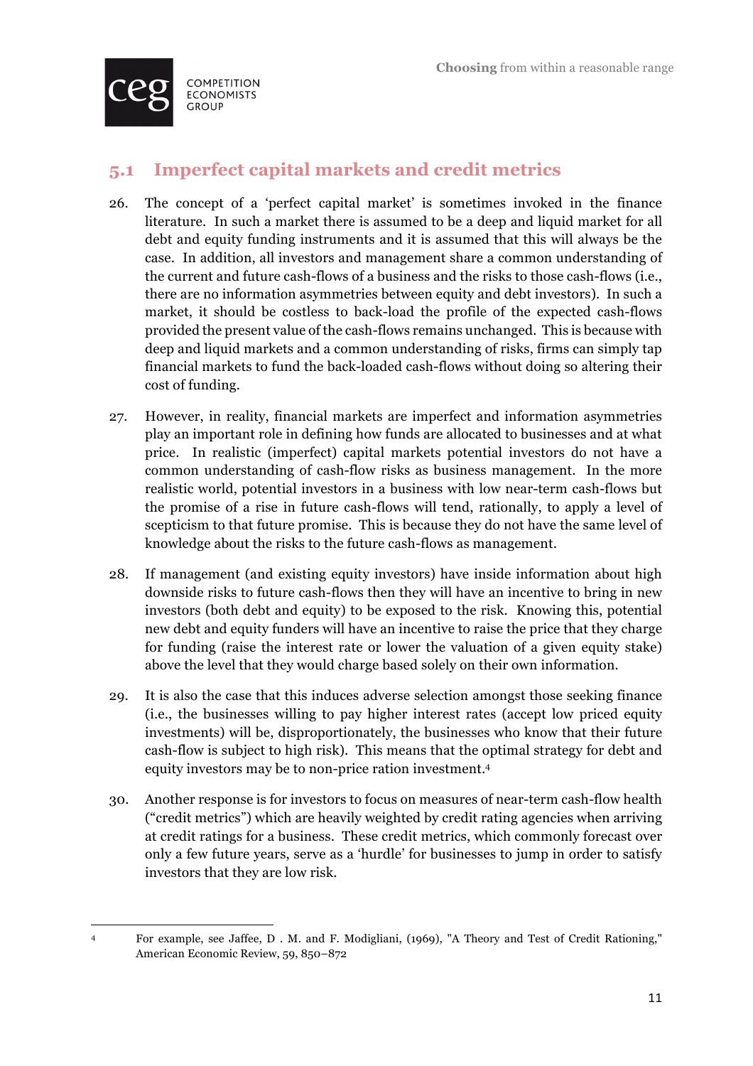## 5.1 Imperfect capital markets and credit metrics

26. The concept of a 'perfect capital market' is sometimes invoked in the finance literature. In such a market there is assumed to be a deep and liquid market for all debt and equity funding instruments and it is assumed that this will always be the case. In addition, all investors and management share a common understanding of the current and future cash-flows of a business and the risks to those cash-flows (i.e., there are no information asymmetries between equity and debt investors). In such a market, it should be costless to back-load the profile of the expected cash-flows provided the present value of the cash-flows remains unchanged. This is because with deep and liquid markets and a common understanding of risks, firms can simply tap financial markets to fund the back-loaded cash-flows without doing so altering their cost of funding.

27. However, in reality, financial markets are imperfect and information asymmetries play an important role in defining how funds are allocated to businesses and at what price. In realistic (imperfect) capital markets potential investors do not have a common understanding of cash-flow risks as business management. In the more realistic world, potential investors in a business with low near-term cash-flows but the promise of a rise in future cash-flows will tend, rationally, to apply a level of scepticism to that future promise. This is because they do not have the same level of knowledge about the risks to the future cash-flows as management.

28. If management (and existing equity investors) have inside information about high downside risks to future cash-flows then they will have an incentive to bring in new investors (both debt and equity) to be exposed to the risk. Knowing this, potential new debt and equity funders will have an incentive to raise the price that they charge for funding (raise the interest rate or lower the valuation of a given equity stake) above the level that they would charge based solely on their own information.

29. It is also the case that this induces adverse selection amongst those seeking finance (i.e., the businesses willing to pay higher interest rates (accept low priced equity investments) will be, disproportionately, the businesses who know that their future cash-flow is subject to high risk). This means that the optimal strategy for debt and equity investors may be to non-price ration investment.[4]

30. Another response is for investors to focus on measures of near-term cash-flow health ("credit metrics") which are heavily weighted by credit rating agencies when arriving at credit ratings for a business. These credit metrics, which commonly forecast over only a few future years, serve as a 'hurdle' for businesses to jump in order to satisfy investors that they are low risk.

[4] For example, see Jaffee, D . M. and F. Modigliani, (1969), "A Theory and Test of Credit Rationing," American Economic Review, 59, 850–872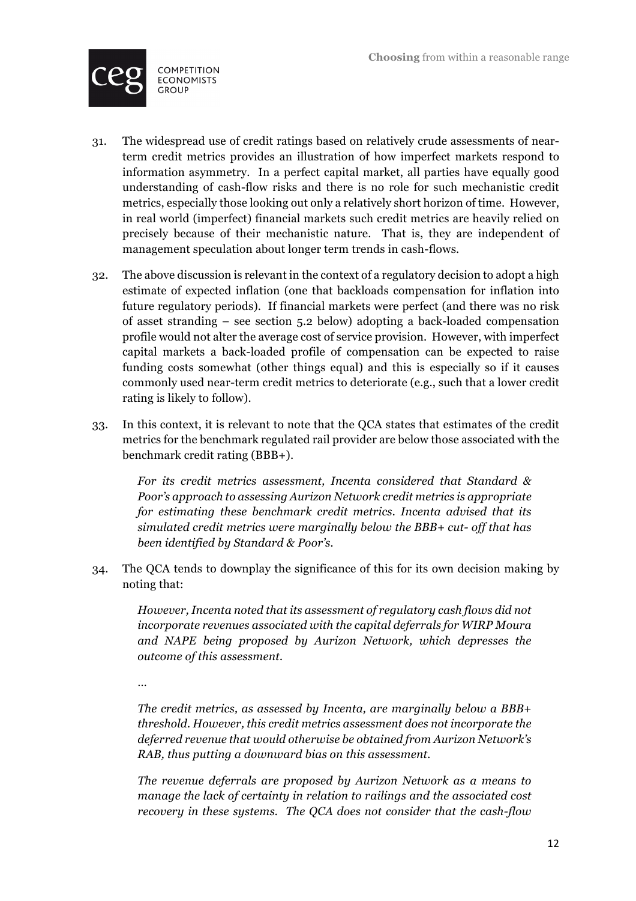31. The widespread use of credit ratings based on relatively crude assessments of near-term credit metrics provides an illustration of how imperfect markets respond to information asymmetry. In a perfect capital market, all parties have equally good understanding of cash-flow risks and there is no role for such mechanistic credit metrics, especially those looking out only a relatively short horizon of time. However, in real world (imperfect) financial markets such credit metrics are heavily relied on precisely because of their mechanistic nature. That is, they are independent of management speculation about longer term trends in cash-flows.

32. The above discussion is relevant in the context of a regulatory decision to adopt a high estimate of expected inflation (one that backloads compensation for inflation into future regulatory periods). If financial markets were perfect (and there was no risk of asset stranding – see section 5.2 below) adopting a back-loaded compensation profile would not alter the average cost of service provision. However, with imperfect capital markets a back-loaded profile of compensation can be expected to raise funding costs somewhat (other things equal) and this is especially so if it causes commonly used near-term credit metrics to deteriorate (e.g., such that a lower credit rating is likely to follow).

33. In this context, it is relevant to note that the QCA states that estimates of the credit metrics for the benchmark regulated rail provider are below those associated with the benchmark credit rating (BBB+).

    *For its credit metrics assessment, Incenta considered that Standard & Poor's approach to assessing Aurizon Network credit metrics is appropriate for estimating these benchmark credit metrics. Incenta advised that its simulated credit metrics were marginally below the BBB+ cut- off that has been identified by Standard & Poor's.*

34. The QCA tends to downplay the significance of this for its own decision making by noting that:

    *However, Incenta noted that its assessment of regulatory cash flows did not incorporate revenues associated with the capital deferrals for WIRP Moura and NAPE being proposed by Aurizon Network, which depresses the outcome of this assessment.*

    *…*

    *The credit metrics, as assessed by Incenta, are marginally below a BBB+ threshold. However, this credit metrics assessment does not incorporate the deferred revenue that would otherwise be obtained from Aurizon Network's RAB, thus putting a downward bias on this assessment.*

    *The revenue deferrals are proposed by Aurizon Network as a means to manage the lack of certainty in relation to railings and the associated cost recovery in these systems. The QCA does not consider that the cash-flow*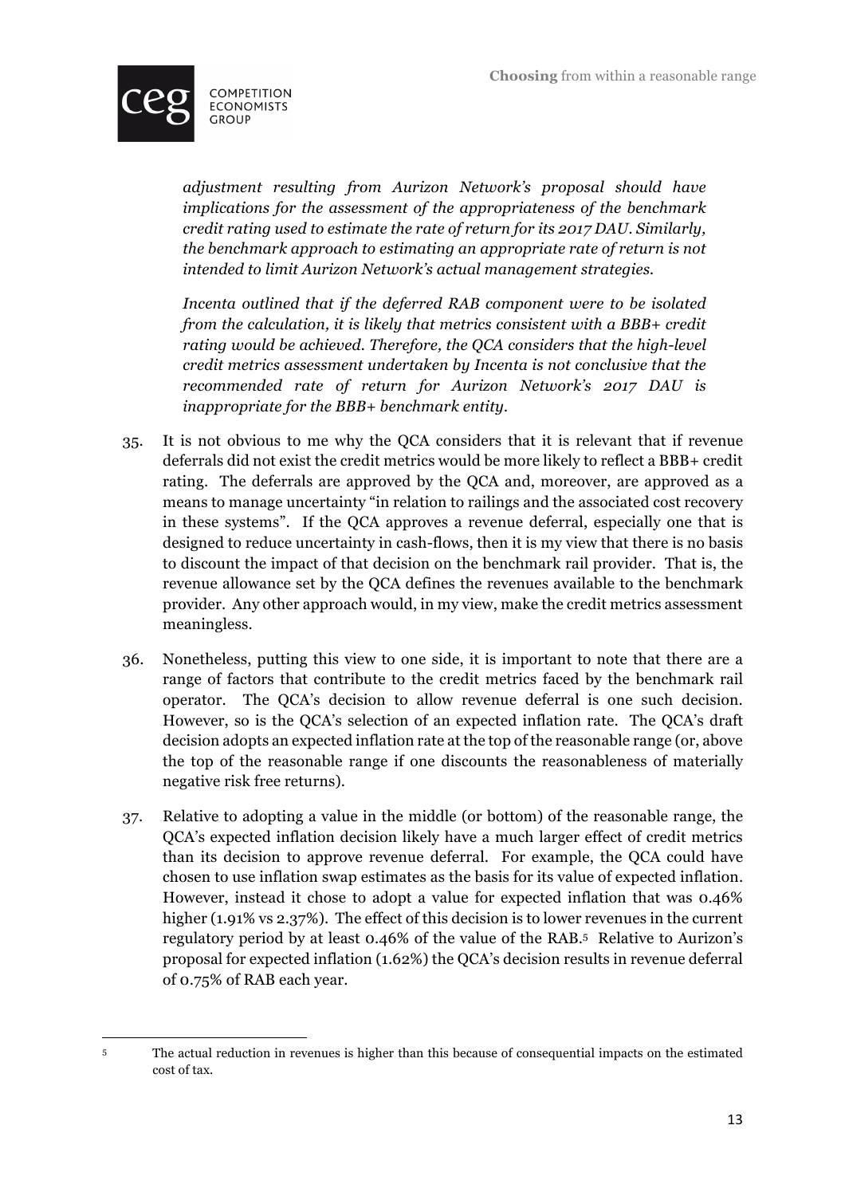*adjustment resulting from Aurizon Network's proposal should have implications for the assessment of the appropriateness of the benchmark credit rating used to estimate the rate of return for its 2017 DAU. Similarly, the benchmark approach to estimating an appropriate rate of return is not intended to limit Aurizon Network's actual management strategies.*

*Incenta outlined that if the deferred RAB component were to be isolated from the calculation, it is likely that metrics consistent with a BBB+ credit rating would be achieved. Therefore, the QCA considers that the high-level credit metrics assessment undertaken by Incenta is not conclusive that the recommended rate of return for Aurizon Network's 2017 DAU is inappropriate for the BBB+ benchmark entity.*

35. It is not obvious to me why the QCA considers that it is relevant that if revenue deferrals did not exist the credit metrics would be more likely to reflect a BBB+ credit rating. The deferrals are approved by the QCA and, moreover, are approved as a means to manage uncertainty "in relation to railings and the associated cost recovery in these systems". If the QCA approves a revenue deferral, especially one that is designed to reduce uncertainty in cash-flows, then it is my view that there is no basis to discount the impact of that decision on the benchmark rail provider. That is, the revenue allowance set by the QCA defines the revenues available to the benchmark provider. Any other approach would, in my view, make the credit metrics assessment meaningless.

36. Nonetheless, putting this view to one side, it is important to note that there are a range of factors that contribute to the credit metrics faced by the benchmark rail operator. The QCA's decision to allow revenue deferral is one such decision. However, so is the QCA's selection of an expected inflation rate. The QCA's draft decision adopts an expected inflation rate at the top of the reasonable range (or, above the top of the reasonable range if one discounts the reasonableness of materially negative risk free returns).

37. Relative to adopting a value in the middle (or bottom) of the reasonable range, the QCA's expected inflation decision likely have a much larger effect of credit metrics than its decision to approve revenue deferral. For example, the QCA could have chosen to use inflation swap estimates as the basis for its value of expected inflation. However, instead it chose to adopt a value for expected inflation that was 0.46% higher (1.91% vs 2.37%). The effect of this decision is to lower revenues in the current regulatory period by at least 0.46% of the value of the RAB.[5] Relative to Aurizon's proposal for expected inflation (1.62%) the QCA's decision results in revenue deferral of 0.75% of RAB each year.

[5] The actual reduction in revenues is higher than this because of consequential impacts on the estimated cost of tax.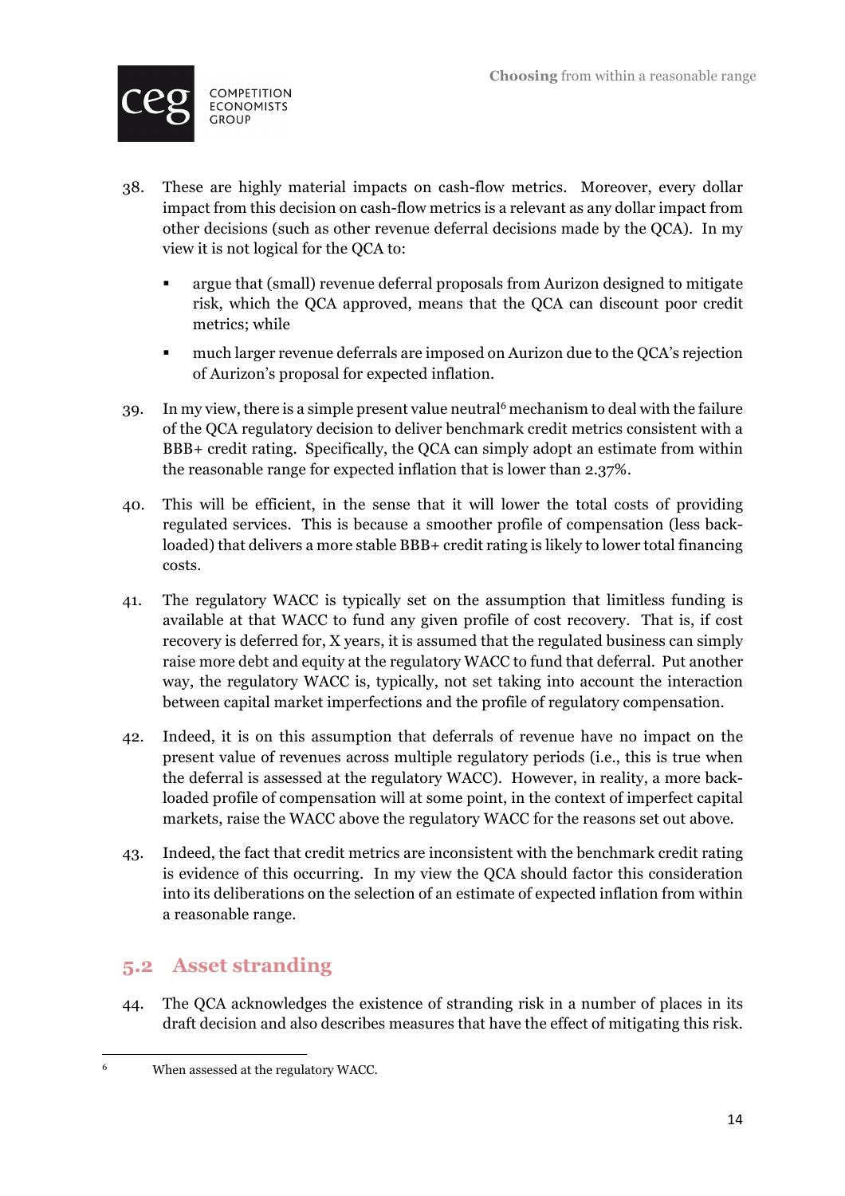38. These are highly material impacts on cash-flow metrics. Moreover, every dollar impact from this decision on cash-flow metrics is a relevant as any dollar impact from other decisions (such as other revenue deferral decisions made by the QCA). In my view it is not logical for the QCA to:

    - argue that (small) revenue deferral proposals from Aurizon designed to mitigate risk, which the QCA approved, means that the QCA can discount poor credit metrics; while
    - much larger revenue deferrals are imposed on Aurizon due to the QCA's rejection of Aurizon's proposal for expected inflation.

39. In my view, there is a simple present value neutral[6] mechanism to deal with the failure of the QCA regulatory decision to deliver benchmark credit metrics consistent with a BBB+ credit rating. Specifically, the QCA can simply adopt an estimate from within the reasonable range for expected inflation that is lower than 2.37%.

40. This will be efficient, in the sense that it will lower the total costs of providing regulated services. This is because a smoother profile of compensation (less back-loaded) that delivers a more stable BBB+ credit rating is likely to lower total financing costs.

41. The regulatory WACC is typically set on the assumption that limitless funding is available at that WACC to fund any given profile of cost recovery. That is, if cost recovery is deferred for, X years, it is assumed that the regulated business can simply raise more debt and equity at the regulatory WACC to fund that deferral. Put another way, the regulatory WACC is, typically, not set taking into account the interaction between capital market imperfections and the profile of regulatory compensation.

42. Indeed, it is on this assumption that deferrals of revenue have no impact on the present value of revenues across multiple regulatory periods (i.e., this is true when the deferral is assessed at the regulatory WACC). However, in reality, a more back-loaded profile of compensation will at some point, in the context of imperfect capital markets, raise the WACC above the regulatory WACC for the reasons set out above.

43. Indeed, the fact that credit metrics are inconsistent with the benchmark credit rating is evidence of this occurring. In my view the QCA should factor this consideration into its deliberations on the selection of an estimate of expected inflation from within a reasonable range.

## 5.2 Asset stranding

44. The QCA acknowledges the existence of stranding risk in a number of places in its draft decision and also describes measures that have the effect of mitigating this risk.

---

[6] When assessed at the regulatory WACC.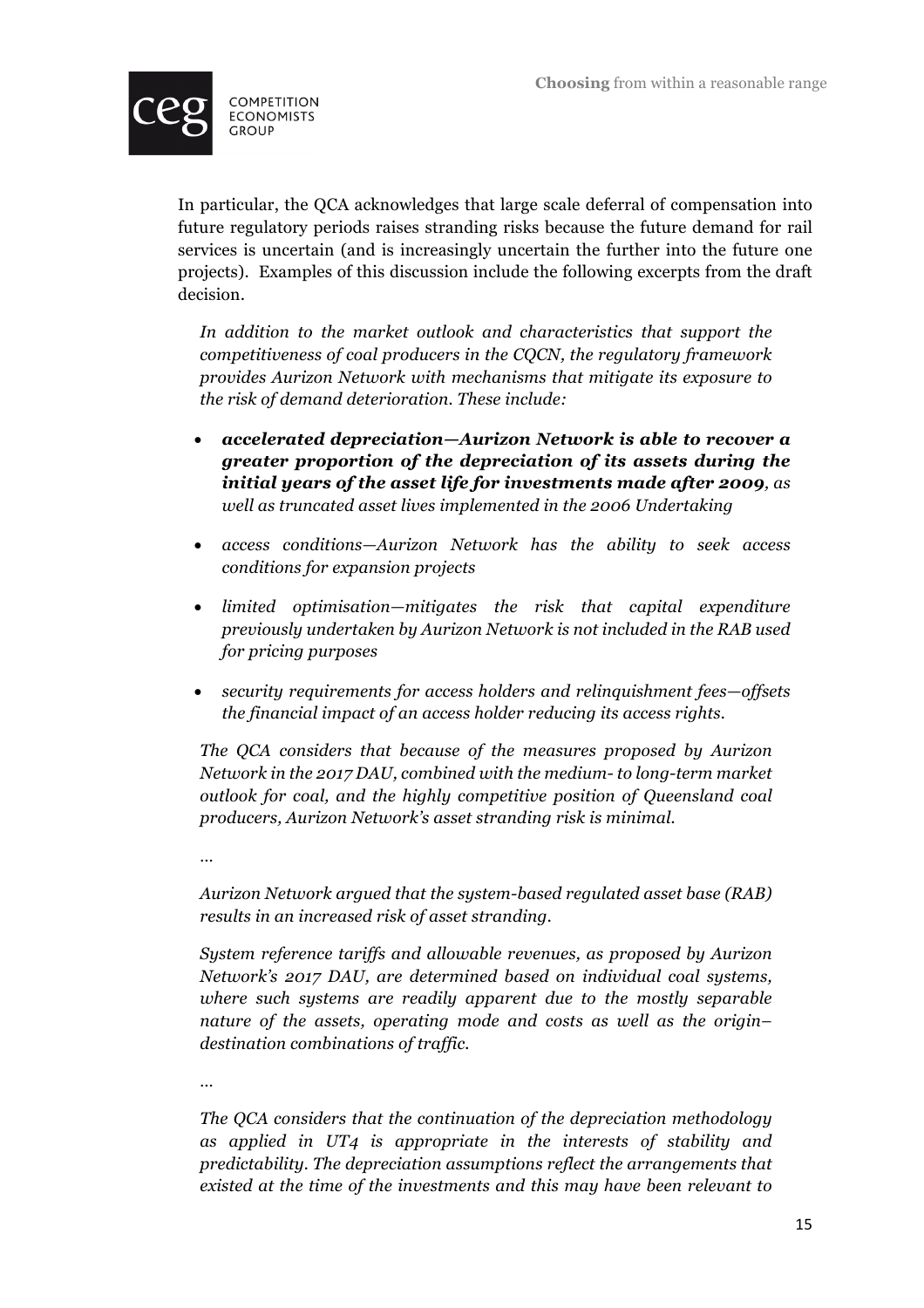In particular, the QCA acknowledges that large scale deferral of compensation into future regulatory periods raises stranding risks because the future demand for rail services is uncertain (and is increasingly uncertain the further into the future one projects). Examples of this discussion include the following excerpts from the draft decision.

> *In addition to the market outlook and characteristics that support the competitiveness of coal producers in the CQCN, the regulatory framework provides Aurizon Network with mechanisms that mitigate its exposure to the risk of demand deterioration. These include:*
>
> - ***accelerated depreciation—Aurizon Network is able to recover a greater proportion of the depreciation of its assets during the initial years of the asset life for investments made after 2009**, as well as truncated asset lives implemented in the 2006 Undertaking*
> - *access conditions—Aurizon Network has the ability to seek access conditions for expansion projects*
> - *limited optimisation—mitigates the risk that capital expenditure previously undertaken by Aurizon Network is not included in the RAB used for pricing purposes*
> - *security requirements for access holders and relinquishment fees—offsets the financial impact of an access holder reducing its access rights.*
>
> *The QCA considers that because of the measures proposed by Aurizon Network in the 2017 DAU, combined with the medium- to long-term market outlook for coal, and the highly competitive position of Queensland coal producers, Aurizon Network's asset stranding risk is minimal.*
>
> *...*
>
> *Aurizon Network argued that the system-based regulated asset base (RAB) results in an increased risk of asset stranding.*
>
> *System reference tariffs and allowable revenues, as proposed by Aurizon Network's 2017 DAU, are determined based on individual coal systems, where such systems are readily apparent due to the mostly separable nature of the assets, operating mode and costs as well as the origin–destination combinations of traffic.*
>
> *...*
>
> *The QCA considers that the continuation of the depreciation methodology as applied in UT4 is appropriate in the interests of stability and predictability. The depreciation assumptions reflect the arrangements that existed at the time of the investments and this may have been relevant to*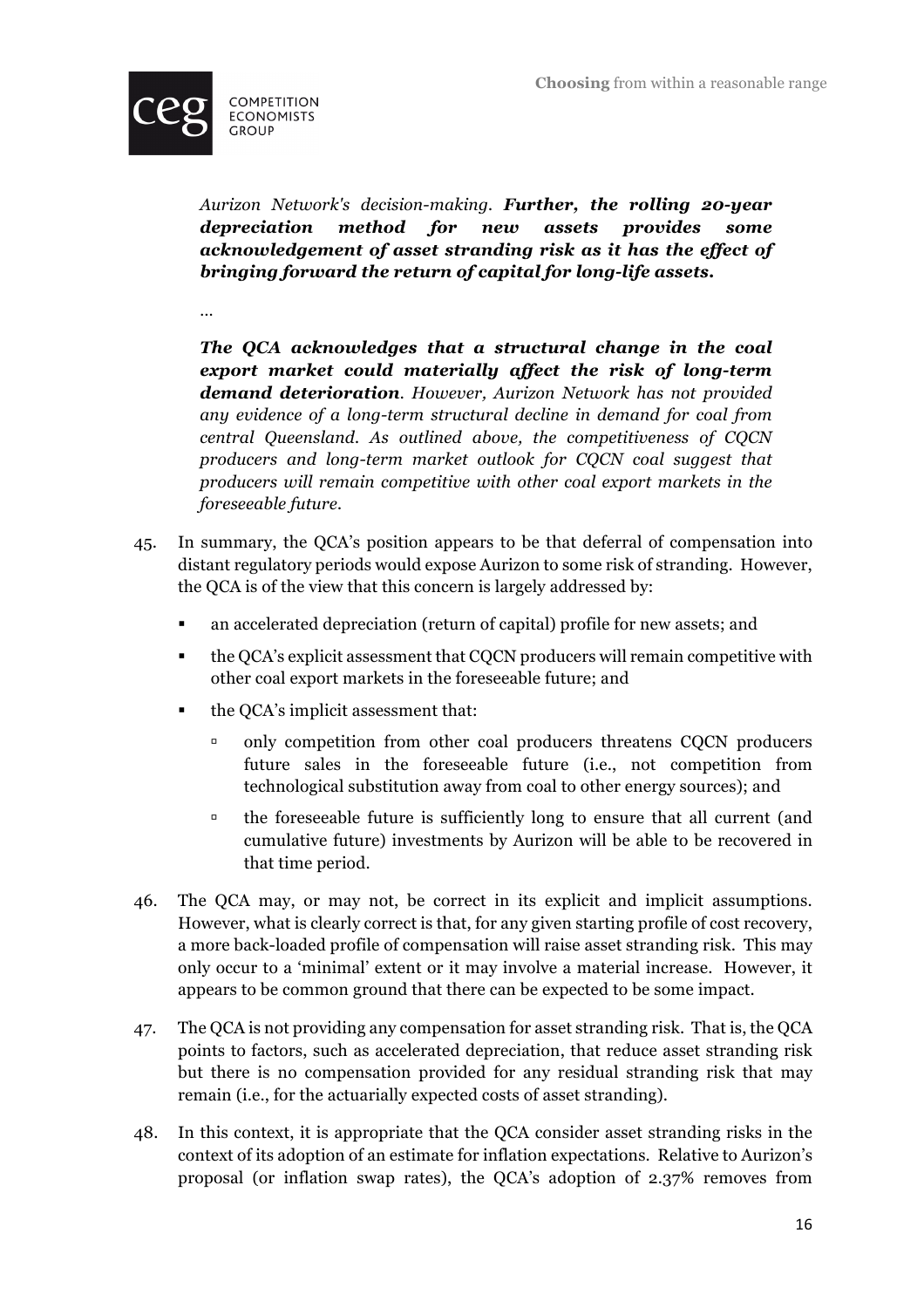> *Aurizon Network's decision-making.* ***Further, the rolling 20-year depreciation method for new assets provides some acknowledgement of asset stranding risk as it has the effect of bringing forward the return of capital for long-life assets.***
>
> *…*
>
> ***The QCA acknowledges that a structural change in the coal export market could materially affect the risk of long-term demand deterioration****. However, Aurizon Network has not provided any evidence of a long-term structural decline in demand for coal from central Queensland. As outlined above, the competitiveness of CQCN producers and long-term market outlook for CQCN coal suggest that producers will remain competitive with other coal export markets in the foreseeable future.*

45. In summary, the QCA's position appears to be that deferral of compensation into distant regulatory periods would expose Aurizon to some risk of stranding. However, the QCA is of the view that this concern is largely addressed by:

    - an accelerated depreciation (return of capital) profile for new assets; and
    - the QCA's explicit assessment that CQCN producers will remain competitive with other coal export markets in the foreseeable future; and
    - the QCA's implicit assessment that:
        - only competition from other coal producers threatens CQCN producers future sales in the foreseeable future (i.e., not competition from technological substitution away from coal to other energy sources); and
        - the foreseeable future is sufficiently long to ensure that all current (and cumulative future) investments by Aurizon will be able to be recovered in that time period.

46. The QCA may, or may not, be correct in its explicit and implicit assumptions. However, what is clearly correct is that, for any given starting profile of cost recovery, a more back-loaded profile of compensation will raise asset stranding risk. This may only occur to a 'minimal' extent or it may involve a material increase. However, it appears to be common ground that there can be expected to be some impact.

47. The QCA is not providing any compensation for asset stranding risk. That is, the QCA points to factors, such as accelerated depreciation, that reduce asset stranding risk but there is no compensation provided for any residual stranding risk that may remain (i.e., for the actuarially expected costs of asset stranding).

48. In this context, it is appropriate that the QCA consider asset stranding risks in the context of its adoption of an estimate for inflation expectations. Relative to Aurizon's proposal (or inflation swap rates), the QCA's adoption of 2.37% removes from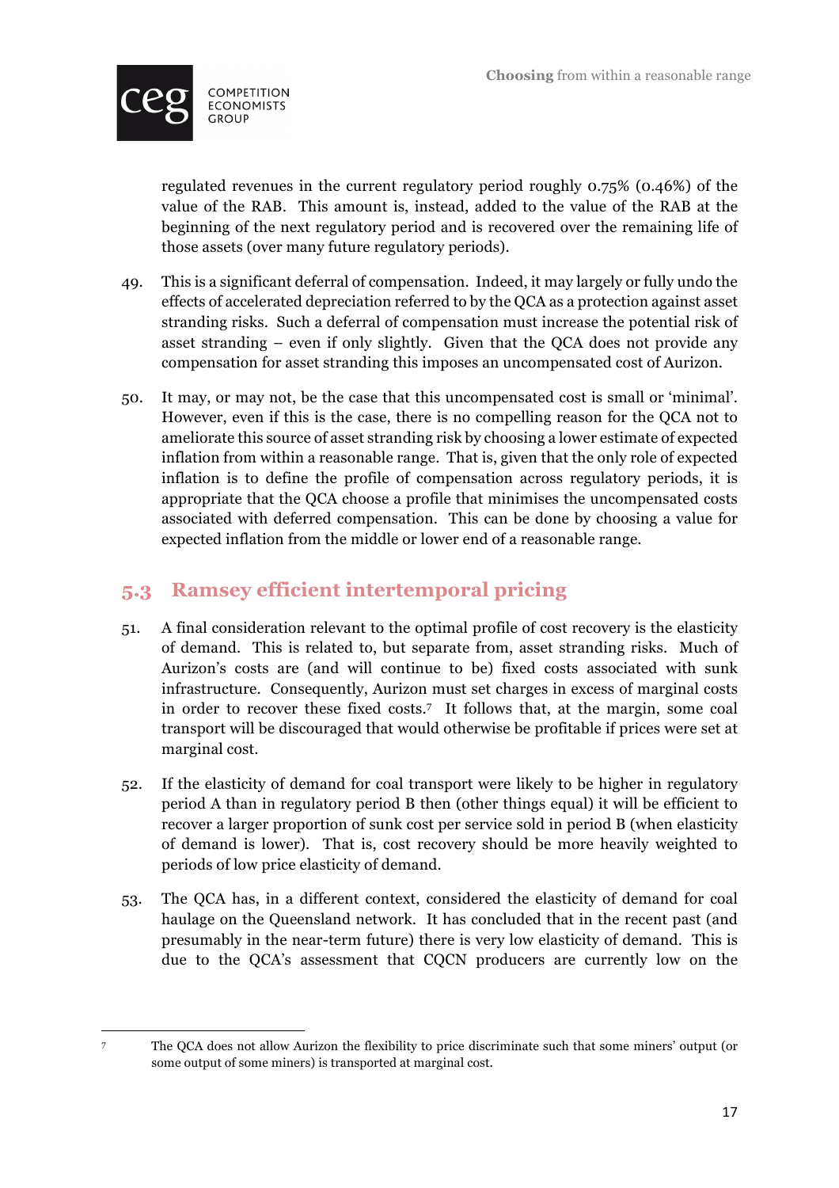regulated revenues in the current regulatory period roughly 0.75% (0.46%) of the value of the RAB. This amount is, instead, added to the value of the RAB at the beginning of the next regulatory period and is recovered over the remaining life of those assets (over many future regulatory periods).

49. This is a significant deferral of compensation. Indeed, it may largely or fully undo the effects of accelerated depreciation referred to by the QCA as a protection against asset stranding risks. Such a deferral of compensation must increase the potential risk of asset stranding – even if only slightly. Given that the QCA does not provide any compensation for asset stranding this imposes an uncompensated cost of Aurizon.

50. It may, or may not, be the case that this uncompensated cost is small or 'minimal'. However, even if this is the case, there is no compelling reason for the QCA not to ameliorate this source of asset stranding risk by choosing a lower estimate of expected inflation from within a reasonable range. That is, given that the only role of expected inflation is to define the profile of compensation across regulatory periods, it is appropriate that the QCA choose a profile that minimises the uncompensated costs associated with deferred compensation. This can be done by choosing a value for expected inflation from the middle or lower end of a reasonable range.

## 5.3 Ramsey efficient intertemporal pricing

51. A final consideration relevant to the optimal profile of cost recovery is the elasticity of demand. This is related to, but separate from, asset stranding risks. Much of Aurizon's costs are (and will continue to be) fixed costs associated with sunk infrastructure. Consequently, Aurizon must set charges in excess of marginal costs in order to recover these fixed costs.[7] It follows that, at the margin, some coal transport will be discouraged that would otherwise be profitable if prices were set at marginal cost.

52. If the elasticity of demand for coal transport were likely to be higher in regulatory period A than in regulatory period B then (other things equal) it will be efficient to recover a larger proportion of sunk cost per service sold in period B (when elasticity of demand is lower). That is, cost recovery should be more heavily weighted to periods of low price elasticity of demand.

53. The QCA has, in a different context, considered the elasticity of demand for coal haulage on the Queensland network. It has concluded that in the recent past (and presumably in the near-term future) there is very low elasticity of demand. This is due to the QCA's assessment that CQCN producers are currently low on the

---

[7] The QCA does not allow Aurizon the flexibility to price discriminate such that some miners' output (or some output of some miners) is transported at marginal cost.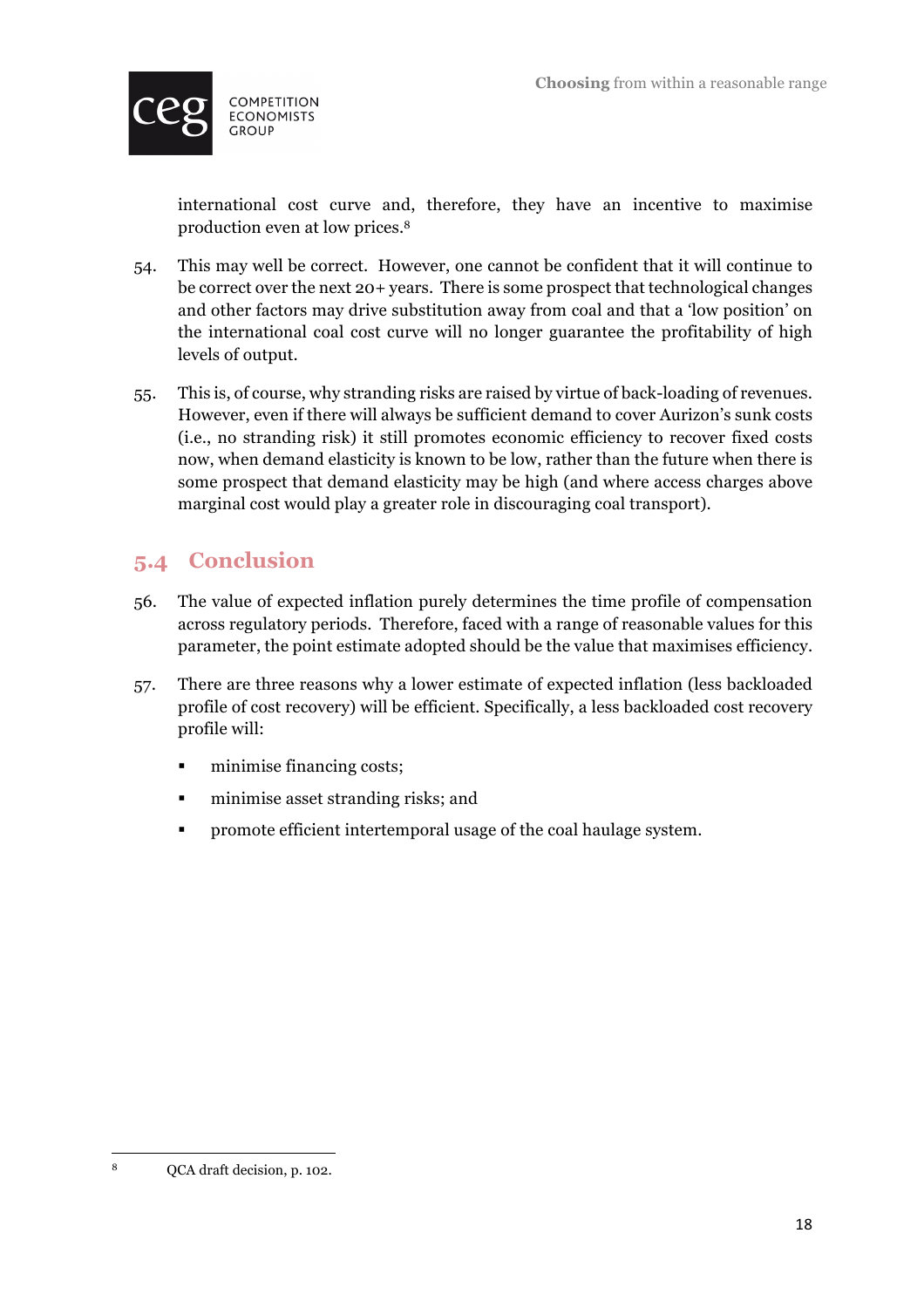international cost curve and, therefore, they have an incentive to maximise production even at low prices.[8]

54. This may well be correct. However, one cannot be confident that it will continue to be correct over the next 20+ years. There is some prospect that technological changes and other factors may drive substitution away from coal and that a 'low position' on the international coal cost curve will no longer guarantee the profitability of high levels of output.

55. This is, of course, why stranding risks are raised by virtue of back-loading of revenues. However, even if there will always be sufficient demand to cover Aurizon's sunk costs (i.e., no stranding risk) it still promotes economic efficiency to recover fixed costs now, when demand elasticity is known to be low, rather than the future when there is some prospect that demand elasticity may be high (and where access charges above marginal cost would play a greater role in discouraging coal transport).

## 5.4 Conclusion

56. The value of expected inflation purely determines the time profile of compensation across regulatory periods. Therefore, faced with a range of reasonable values for this parameter, the point estimate adopted should be the value that maximises efficiency.

57. There are three reasons why a lower estimate of expected inflation (less backloaded profile of cost recovery) will be efficient. Specifically, a less backloaded cost recovery profile will:

- minimise financing costs;
- minimise asset stranding risks; and
- promote efficient intertemporal usage of the coal haulage system.

---

[8] QCA draft decision, p. 102.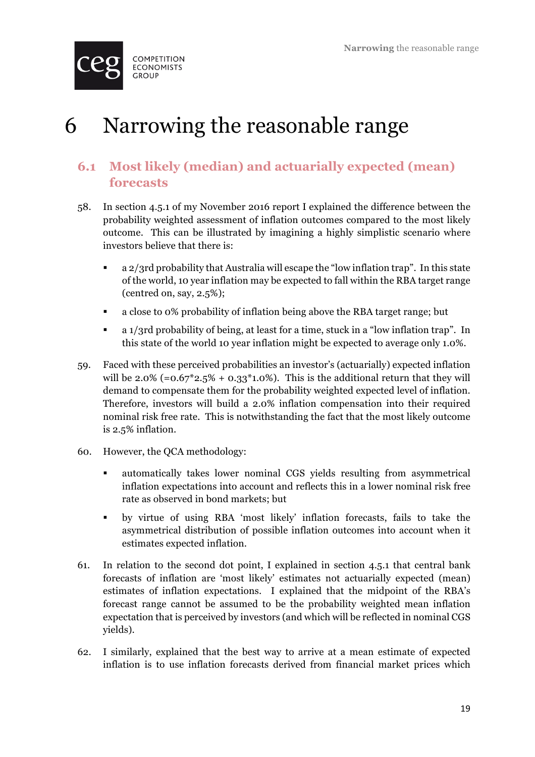# 6 Narrowing the reasonable range

## 6.1 Most likely (median) and actuarially expected (mean) forecasts

58. In section 4.5.1 of my November 2016 report I explained the difference between the probability weighted assessment of inflation outcomes compared to the most likely outcome. This can be illustrated by imagining a highly simplistic scenario where investors believe that there is:

    - a 2/3rd probability that Australia will escape the "low inflation trap". In this state of the world, 10 year inflation may be expected to fall within the RBA target range (centred on, say, 2.5%);
    - a close to 0% probability of inflation being above the RBA target range; but
    - a 1/3rd probability of being, at least for a time, stuck in a "low inflation trap". In this state of the world 10 year inflation might be expected to average only 1.0%.

59. Faced with these perceived probabilities an investor's (actuarially) expected inflation will be 2.0% (=0.67*2.5% + 0.33*1.0%). This is the additional return that they will demand to compensate them for the probability weighted expected level of inflation. Therefore, investors will build a 2.0% inflation compensation into their required nominal risk free rate. This is notwithstanding the fact that the most likely outcome is 2.5% inflation.

60. However, the QCA methodology:

    - automatically takes lower nominal CGS yields resulting from asymmetrical inflation expectations into account and reflects this in a lower nominal risk free rate as observed in bond markets; but
    - by virtue of using RBA 'most likely' inflation forecasts, fails to take the asymmetrical distribution of possible inflation outcomes into account when it estimates expected inflation.

61. In relation to the second dot point, I explained in section 4.5.1 that central bank forecasts of inflation are 'most likely' estimates not actuarially expected (mean) estimates of inflation expectations. I explained that the midpoint of the RBA's forecast range cannot be assumed to be the probability weighted mean inflation expectation that is perceived by investors (and which will be reflected in nominal CGS yields).

62. I similarly, explained that the best way to arrive at a mean estimate of expected inflation is to use inflation forecasts derived from financial market prices which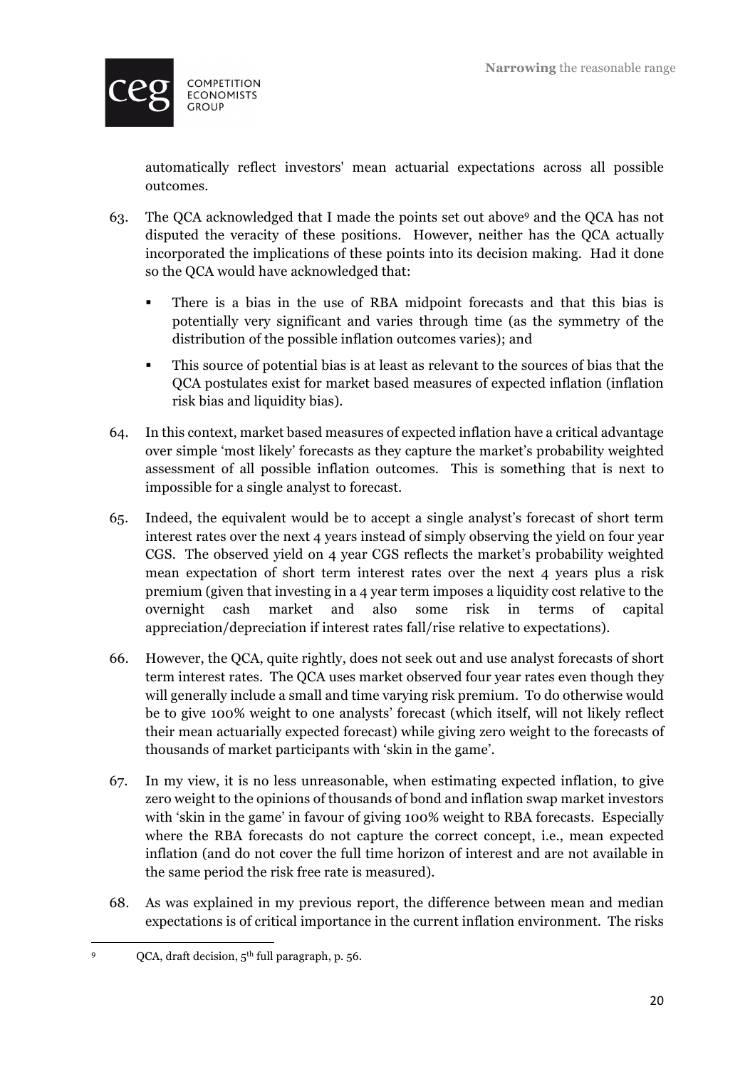automatically reflect investors' mean actuarial expectations across all possible outcomes.

63. The QCA acknowledged that I made the points set out above[9] and the QCA has not disputed the veracity of these positions. However, neither has the QCA actually incorporated the implications of these points into its decision making. Had it done so the QCA would have acknowledged that:

   - There is a bias in the use of RBA midpoint forecasts and that this bias is potentially very significant and varies through time (as the symmetry of the distribution of the possible inflation outcomes varies); and
   - This source of potential bias is at least as relevant to the sources of bias that the QCA postulates exist for market based measures of expected inflation (inflation risk bias and liquidity bias).

64. In this context, market based measures of expected inflation have a critical advantage over simple 'most likely' forecasts as they capture the market's probability weighted assessment of all possible inflation outcomes. This is something that is next to impossible for a single analyst to forecast.

65. Indeed, the equivalent would be to accept a single analyst's forecast of short term interest rates over the next 4 years instead of simply observing the yield on four year CGS. The observed yield on 4 year CGS reflects the market's probability weighted mean expectation of short term interest rates over the next 4 years plus a risk premium (given that investing in a 4 year term imposes a liquidity cost relative to the overnight cash market and also some risk in terms of capital appreciation/depreciation if interest rates fall/rise relative to expectations).

66. However, the QCA, quite rightly, does not seek out and use analyst forecasts of short term interest rates. The QCA uses market observed four year rates even though they will generally include a small and time varying risk premium. To do otherwise would be to give 100% weight to one analysts' forecast (which itself, will not likely reflect their mean actuarially expected forecast) while giving zero weight to the forecasts of thousands of market participants with 'skin in the game'.

67. In my view, it is no less unreasonable, when estimating expected inflation, to give zero weight to the opinions of thousands of bond and inflation swap market investors with 'skin in the game' in favour of giving 100% weight to RBA forecasts. Especially where the RBA forecasts do not capture the correct concept, i.e., mean expected inflation (and do not cover the full time horizon of interest and are not available in the same period the risk free rate is measured).

68. As was explained in my previous report, the difference between mean and median expectations is of critical importance in the current inflation environment. The risks

---

[9] QCA, draft decision, 5th full paragraph, p. 56.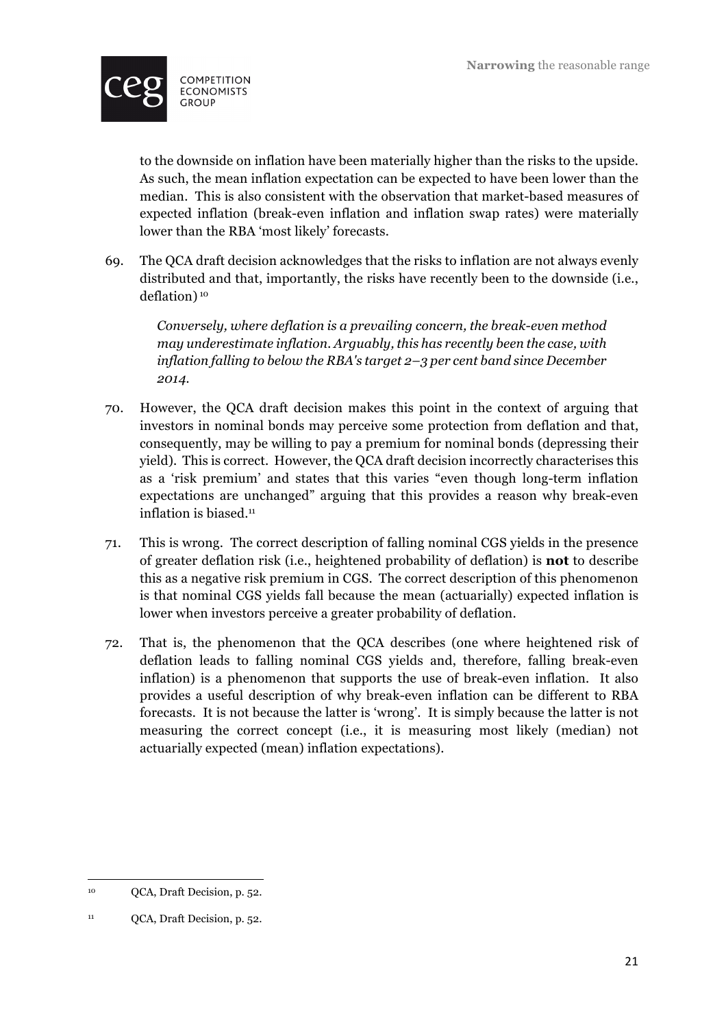to the downside on inflation have been materially higher than the risks to the upside. As such, the mean inflation expectation can be expected to have been lower than the median. This is also consistent with the observation that market-based measures of expected inflation (break-even inflation and inflation swap rates) were materially lower than the RBA 'most likely' forecasts.

69. The QCA draft decision acknowledges that the risks to inflation are not always evenly distributed and that, importantly, the risks have recently been to the downside (i.e., deflation)[10]

> *Conversely, where deflation is a prevailing concern, the break-even method may underestimate inflation. Arguably, this has recently been the case, with inflation falling to below the RBA's target 2–3 per cent band since December 2014.*

70. However, the QCA draft decision makes this point in the context of arguing that investors in nominal bonds may perceive some protection from deflation and that, consequently, may be willing to pay a premium for nominal bonds (depressing their yield). This is correct. However, the QCA draft decision incorrectly characterises this as a 'risk premium' and states that this varies "even though long-term inflation expectations are unchanged" arguing that this provides a reason why break-even inflation is biased.[11]

71. This is wrong. The correct description of falling nominal CGS yields in the presence of greater deflation risk (i.e., heightened probability of deflation) is **not** to describe this as a negative risk premium in CGS. The correct description of this phenomenon is that nominal CGS yields fall because the mean (actuarially) expected inflation is lower when investors perceive a greater probability of deflation.

72. That is, the phenomenon that the QCA describes (one where heightened risk of deflation leads to falling nominal CGS yields and, therefore, falling break-even inflation) is a phenomenon that supports the use of break-even inflation. It also provides a useful description of why break-even inflation can be different to RBA forecasts. It is not because the latter is 'wrong'. It is simply because the latter is not measuring the correct concept (i.e., it is measuring most likely (median) not actuarially expected (mean) inflation expectations).

---

[10] QCA, Draft Decision, p. 52.

[11] QCA, Draft Decision, p. 52.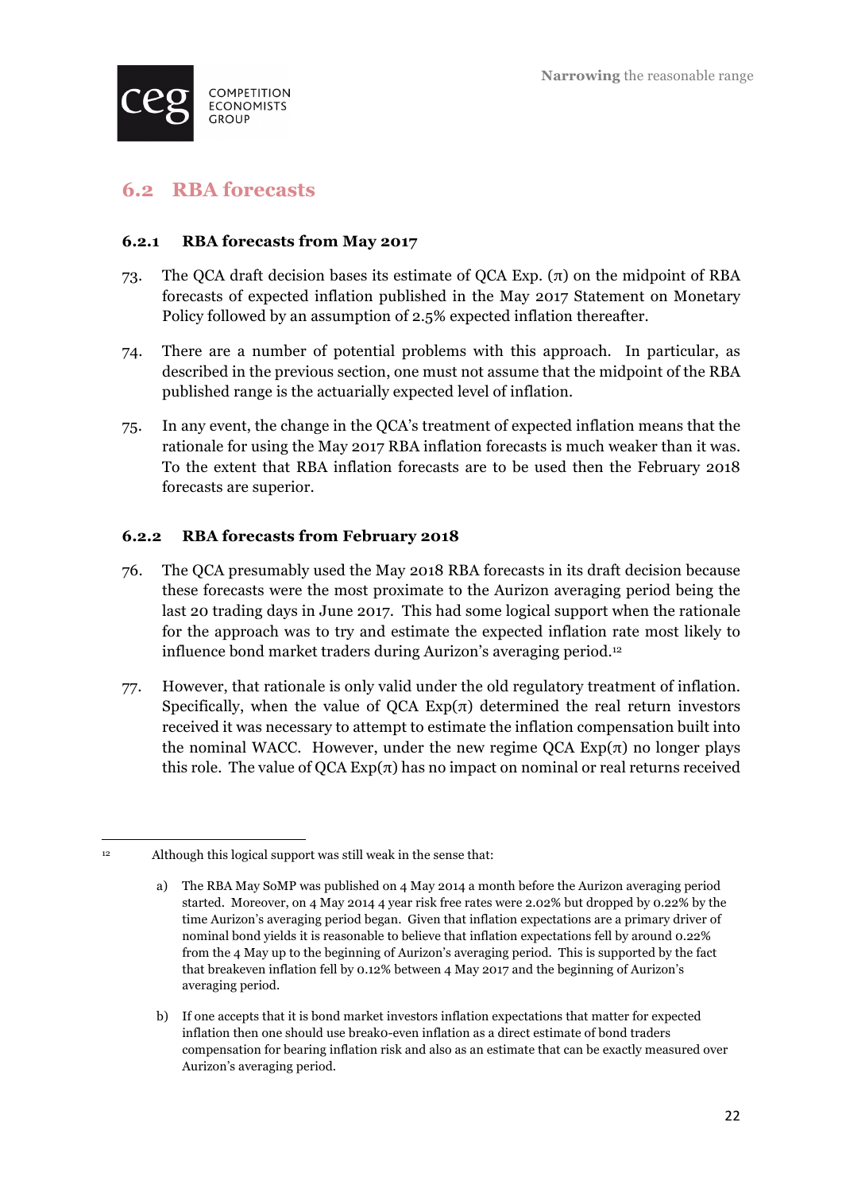## 6.2 RBA forecasts

### 6.2.1 RBA forecasts from May 2017

73. The QCA draft decision bases its estimate of QCA Exp. (π) on the midpoint of RBA forecasts of expected inflation published in the May 2017 Statement on Monetary Policy followed by an assumption of 2.5% expected inflation thereafter.

74. There are a number of potential problems with this approach. In particular, as described in the previous section, one must not assume that the midpoint of the RBA published range is the actuarially expected level of inflation.

75. In any event, the change in the QCA's treatment of expected inflation means that the rationale for using the May 2017 RBA inflation forecasts is much weaker than it was. To the extent that RBA inflation forecasts are to be used then the February 2018 forecasts are superior.

### 6.2.2 RBA forecasts from February 2018

76. The QCA presumably used the May 2018 RBA forecasts in its draft decision because these forecasts were the most proximate to the Aurizon averaging period being the last 20 trading days in June 2017. This had some logical support when the rationale for the approach was to try and estimate the expected inflation rate most likely to influence bond market traders during Aurizon's averaging period.[12]

77. However, that rationale is only valid under the old regulatory treatment of inflation. Specifically, when the value of QCA Exp(π) determined the real return investors received it was necessary to attempt to estimate the inflation compensation built into the nominal WACC. However, under the new regime QCA Exp(π) no longer plays this role. The value of QCA Exp(π) has no impact on nominal or real returns received

---

[12] Although this logical support was still weak in the sense that:

a) The RBA May SoMP was published on 4 May 2014 a month before the Aurizon averaging period started. Moreover, on 4 May 2014 4 year risk free rates were 2.02% but dropped by 0.22% by the time Aurizon's averaging period began. Given that inflation expectations are a primary driver of nominal bond yields it is reasonable to believe that inflation expectations fell by around 0.22% from the 4 May up to the beginning of Aurizon's averaging period. This is supported by the fact that breakeven inflation fell by 0.12% between 4 May 2017 and the beginning of Aurizon's averaging period.

b) If one accepts that it is bond market investors inflation expectations that matter for expected inflation then one should use breako-even inflation as a direct estimate of bond traders compensation for bearing inflation risk and also as an estimate that can be exactly measured over Aurizon's averaging period.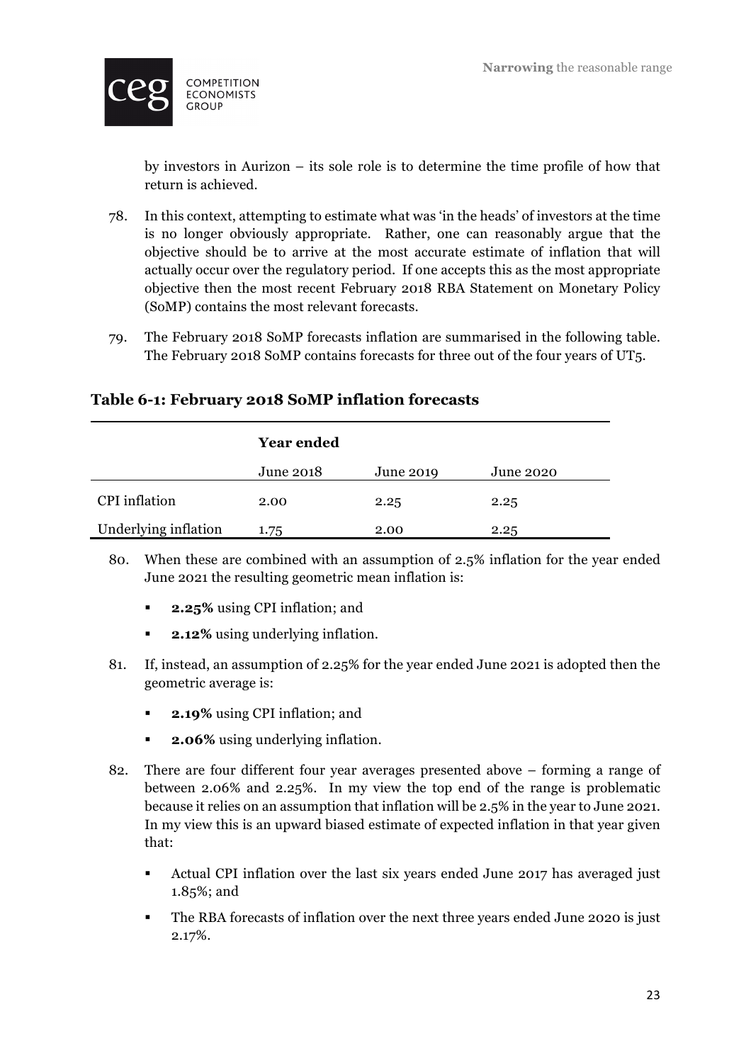by investors in Aurizon – its sole role is to determine the time profile of how that return is achieved.

78. In this context, attempting to estimate what was 'in the heads' of investors at the time is no longer obviously appropriate. Rather, one can reasonably argue that the objective should be to arrive at the most accurate estimate of inflation that will actually occur over the regulatory period. If one accepts this as the most appropriate objective then the most recent February 2018 RBA Statement on Monetary Policy (SoMP) contains the most relevant forecasts.

79. The February 2018 SoMP forecasts inflation are summarised in the following table. The February 2018 SoMP contains forecasts for three out of the four years of UT5.

### Table 6-1: February 2018 SoMP inflation forecasts

| | **Year ended** | | |
|---|---|---|---|
| | June 2018 | June 2019 | June 2020 |
| CPI inflation | 2.00 | 2.25 | 2.25 |
| Underlying inflation | 1.75 | 2.00 | 2.25 |

80. When these are combined with an assumption of 2.5% inflation for the year ended June 2021 the resulting geometric mean inflation is:

   - **2.25%** using CPI inflation; and
   - **2.12%** using underlying inflation.

81. If, instead, an assumption of 2.25% for the year ended June 2021 is adopted then the geometric average is:

   - **2.19%** using CPI inflation; and
   - **2.06%** using underlying inflation.

82. There are four different four year averages presented above – forming a range of between 2.06% and 2.25%. In my view the top end of the range is problematic because it relies on an assumption that inflation will be 2.5% in the year to June 2021. In my view this is an upward biased estimate of expected inflation in that year given that:

   - Actual CPI inflation over the last six years ended June 2017 has averaged just 1.85%; and
   - The RBA forecasts of inflation over the next three years ended June 2020 is just 2.17%.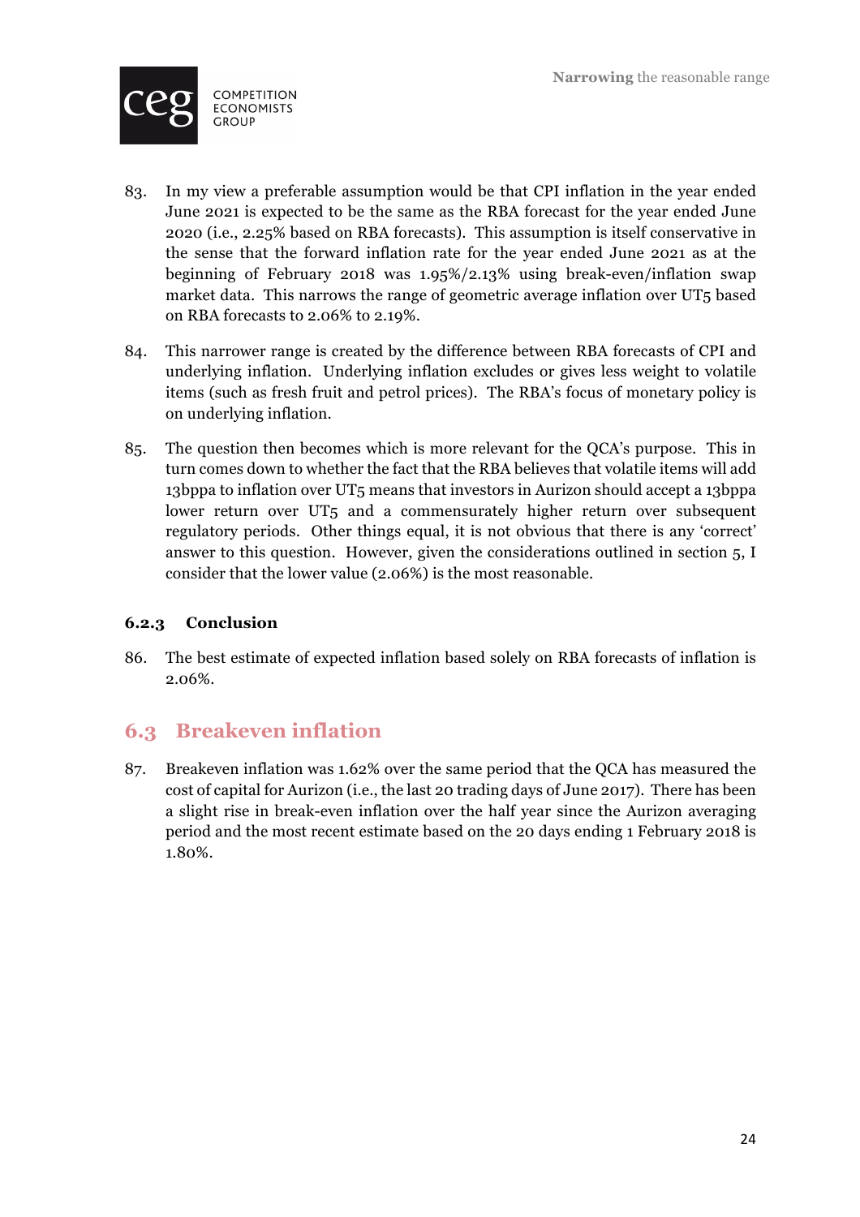83. In my view a preferable assumption would be that CPI inflation in the year ended June 2021 is expected to be the same as the RBA forecast for the year ended June 2020 (i.e., 2.25% based on RBA forecasts). This assumption is itself conservative in the sense that the forward inflation rate for the year ended June 2021 as at the beginning of February 2018 was 1.95%/2.13% using break-even/inflation swap market data. This narrows the range of geometric average inflation over UT5 based on RBA forecasts to 2.06% to 2.19%.

84. This narrower range is created by the difference between RBA forecasts of CPI and underlying inflation. Underlying inflation excludes or gives less weight to volatile items (such as fresh fruit and petrol prices). The RBA's focus of monetary policy is on underlying inflation.

85. The question then becomes which is more relevant for the QCA's purpose. This in turn comes down to whether the fact that the RBA believes that volatile items will add 13bppa to inflation over UT5 means that investors in Aurizon should accept a 13bppa lower return over UT5 and a commensurately higher return over subsequent regulatory periods. Other things equal, it is not obvious that there is any 'correct' answer to this question. However, given the considerations outlined in section 5, I consider that the lower value (2.06%) is the most reasonable.

### 6.2.3 Conclusion

86. The best estimate of expected inflation based solely on RBA forecasts of inflation is 2.06%.

## 6.3 Breakeven inflation

87. Breakeven inflation was 1.62% over the same period that the QCA has measured the cost of capital for Aurizon (i.e., the last 20 trading days of June 2017). There has been a slight rise in break-even inflation over the half year since the Aurizon averaging period and the most recent estimate based on the 20 days ending 1 February 2018 is 1.80%.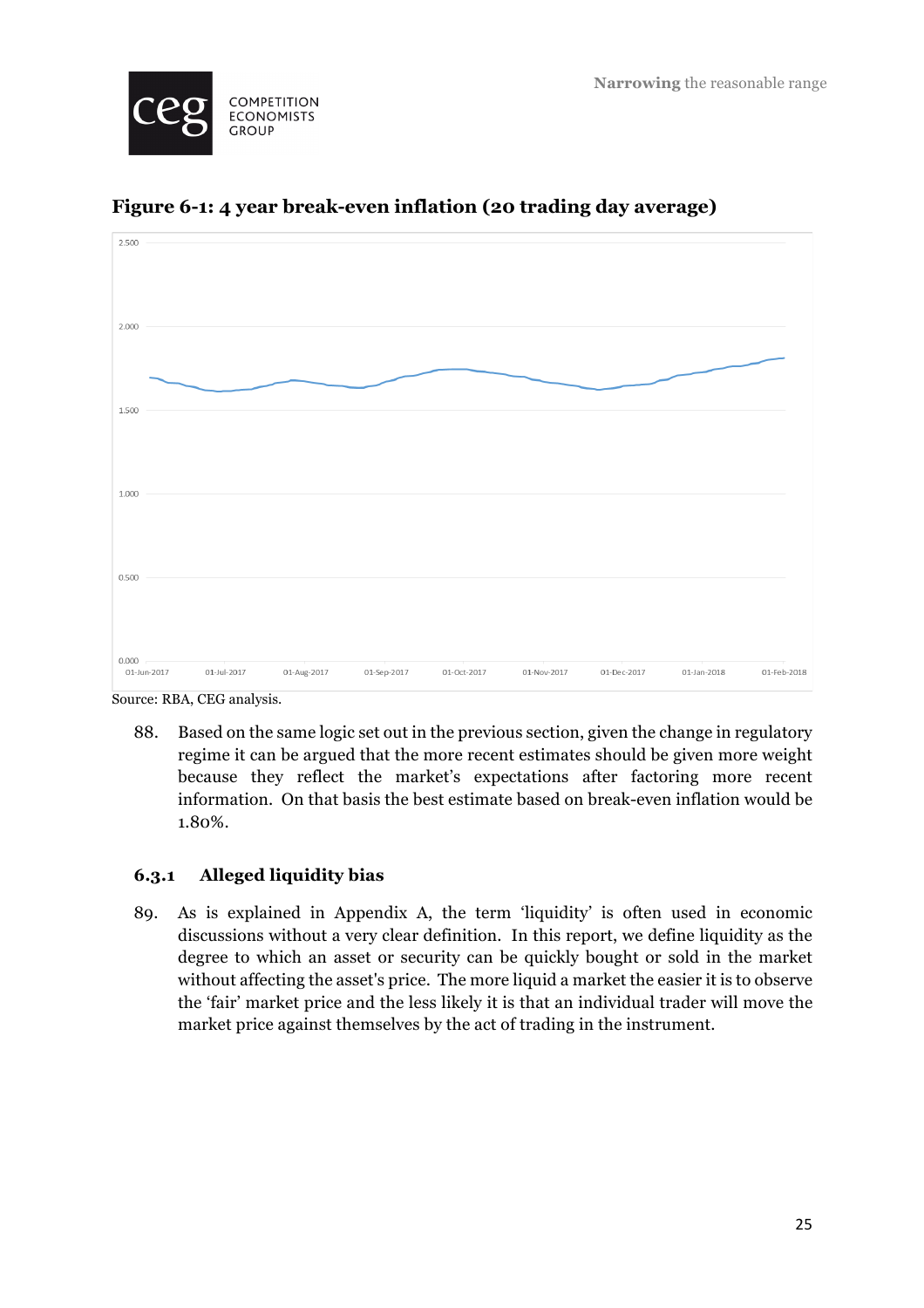**Figure 6-1: 4 year break-even inflation (20 trading day average)**

Source: RBA, CEG analysis.

88. Based on the same logic set out in the previous section, given the change in regulatory regime it can be argued that the more recent estimates should be given more weight because they reflect the market's expectations after factoring more recent information. On that basis the best estimate based on break-even inflation would be 1.80%.

### 6.3.1 Alleged liquidity bias

89. As is explained in Appendix A, the term 'liquidity' is often used in economic discussions without a very clear definition. In this report, we define liquidity as the degree to which an asset or security can be quickly bought or sold in the market without affecting the asset's price. The more liquid a market the easier it is to observe the 'fair' market price and the less likely it is that an individual trader will move the market price against themselves by the act of trading in the instrument.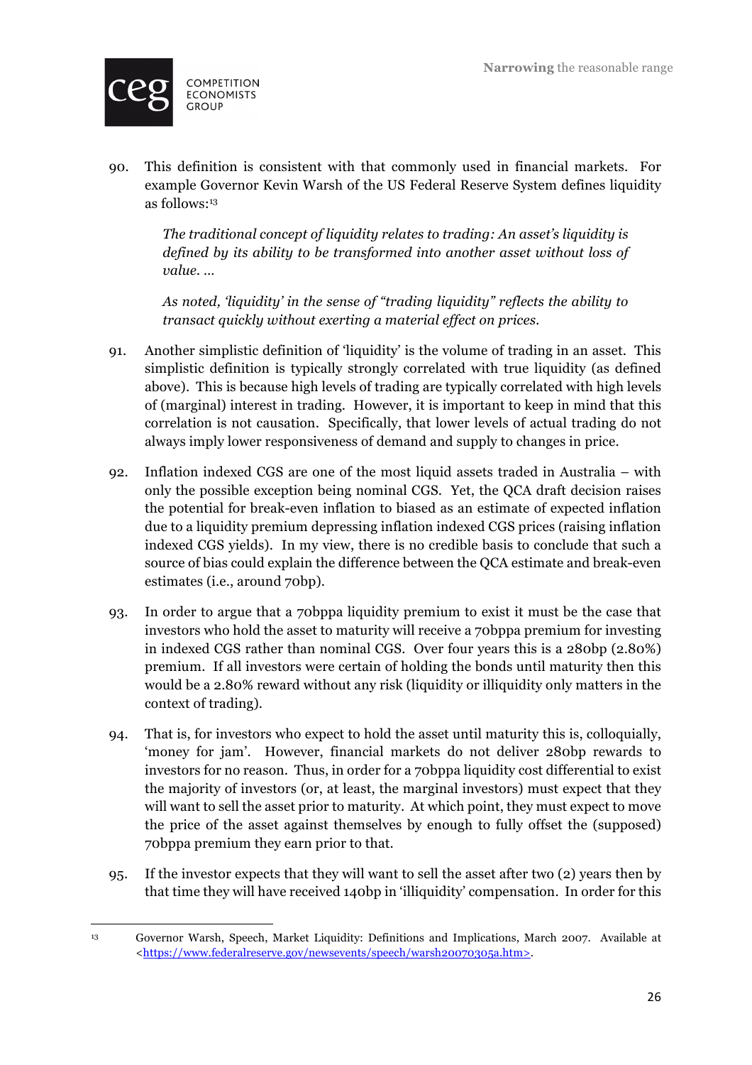90. This definition is consistent with that commonly used in financial markets. For example Governor Kevin Warsh of the US Federal Reserve System defines liquidity as follows:[13]

> *The traditional concept of liquidity relates to trading: An asset's liquidity is defined by its ability to be transformed into another asset without loss of value. …*
>
> *As noted, 'liquidity' in the sense of "trading liquidity" reflects the ability to transact quickly without exerting a material effect on prices.*

91. Another simplistic definition of 'liquidity' is the volume of trading in an asset. This simplistic definition is typically strongly correlated with true liquidity (as defined above). This is because high levels of trading are typically correlated with high levels of (marginal) interest in trading. However, it is important to keep in mind that this correlation is not causation. Specifically, that lower levels of actual trading do not always imply lower responsiveness of demand and supply to changes in price.

92. Inflation indexed CGS are one of the most liquid assets traded in Australia – with only the possible exception being nominal CGS. Yet, the QCA draft decision raises the potential for break-even inflation to biased as an estimate of expected inflation due to a liquidity premium depressing inflation indexed CGS prices (raising inflation indexed CGS yields). In my view, there is no credible basis to conclude that such a source of bias could explain the difference between the QCA estimate and break-even estimates (i.e., around 70bp).

93. In order to argue that a 70bppa liquidity premium to exist it must be the case that investors who hold the asset to maturity will receive a 70bppa premium for investing in indexed CGS rather than nominal CGS. Over four years this is a 280bp (2.80%) premium. If all investors were certain of holding the bonds until maturity then this would be a 2.80% reward without any risk (liquidity or illiquidity only matters in the context of trading).

94. That is, for investors who expect to hold the asset until maturity this is, colloquially, 'money for jam'. However, financial markets do not deliver 280bp rewards to investors for no reason. Thus, in order for a 70bppa liquidity cost differential to exist the majority of investors (or, at least, the marginal investors) must expect that they will want to sell the asset prior to maturity. At which point, they must expect to move the price of the asset against themselves by enough to fully offset the (supposed) 70bppa premium they earn prior to that.

95. If the investor expects that they will want to sell the asset after two (2) years then by that time they will have received 140bp in 'illiquidity' compensation. In order for this

---

[13] Governor Warsh, Speech, Market Liquidity: Definitions and Implications, March 2007. Available at <https://www.federalreserve.gov/newsevents/speech/warsh20070305a.htm>.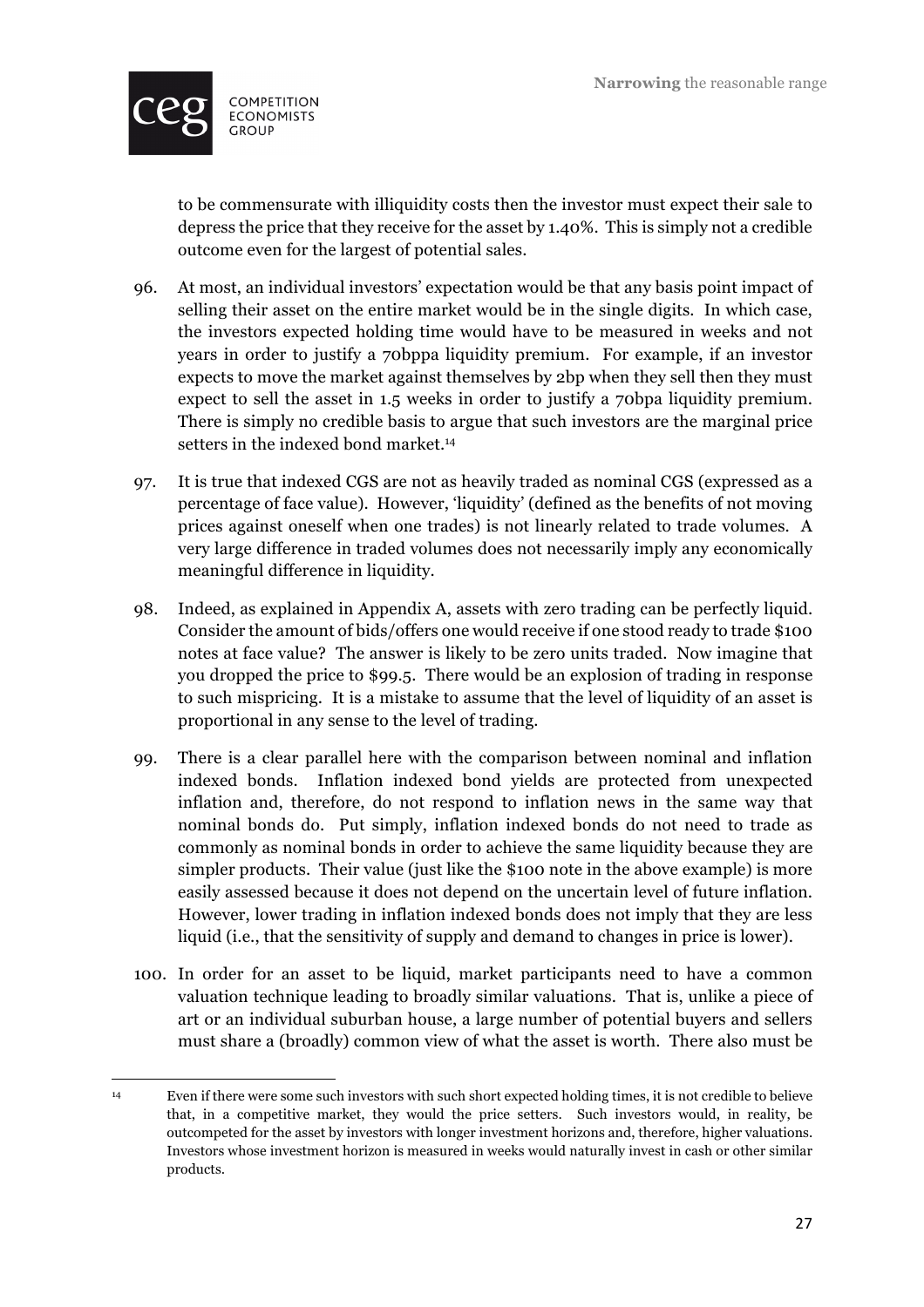to be commensurate with illiquidity costs then the investor must expect their sale to depress the price that they receive for the asset by 1.40%. This is simply not a credible outcome even for the largest of potential sales.

96. At most, an individual investors' expectation would be that any basis point impact of selling their asset on the entire market would be in the single digits. In which case, the investors expected holding time would have to be measured in weeks and not years in order to justify a 70bppa liquidity premium. For example, if an investor expects to move the market against themselves by 2bp when they sell then they must expect to sell the asset in 1.5 weeks in order to justify a 70bpa liquidity premium. There is simply no credible basis to argue that such investors are the marginal price setters in the indexed bond market.[14]

97. It is true that indexed CGS are not as heavily traded as nominal CGS (expressed as a percentage of face value). However, 'liquidity' (defined as the benefits of not moving prices against oneself when one trades) is not linearly related to trade volumes. A very large difference in traded volumes does not necessarily imply any economically meaningful difference in liquidity.

98. Indeed, as explained in Appendix A, assets with zero trading can be perfectly liquid. Consider the amount of bids/offers one would receive if one stood ready to trade $100 notes at face value? The answer is likely to be zero units traded. Now imagine that you dropped the price to $99.5. There would be an explosion of trading in response to such mispricing. It is a mistake to assume that the level of liquidity of an asset is proportional in any sense to the level of trading.

99. There is a clear parallel here with the comparison between nominal and inflation indexed bonds. Inflation indexed bond yields are protected from unexpected inflation and, therefore, do not respond to inflation news in the same way that nominal bonds do. Put simply, inflation indexed bonds do not need to trade as commonly as nominal bonds in order to achieve the same liquidity because they are simpler products. Their value (just like the $100 note in the above example) is more easily assessed because it does not depend on the uncertain level of future inflation. However, lower trading in inflation indexed bonds does not imply that they are less liquid (i.e., that the sensitivity of supply and demand to changes in price is lower).

100. In order for an asset to be liquid, market participants need to have a common valuation technique leading to broadly similar valuations. That is, unlike a piece of art or an individual suburban house, a large number of potential buyers and sellers must share a (broadly) common view of what the asset is worth. There also must be

[14] Even if there were some such investors with such short expected holding times, it is not credible to believe that, in a competitive market, they would the price setters. Such investors would, in reality, be outcompeted for the asset by investors with longer investment horizons and, therefore, higher valuations. Investors whose investment horizon is measured in weeks would naturally invest in cash or other similar products.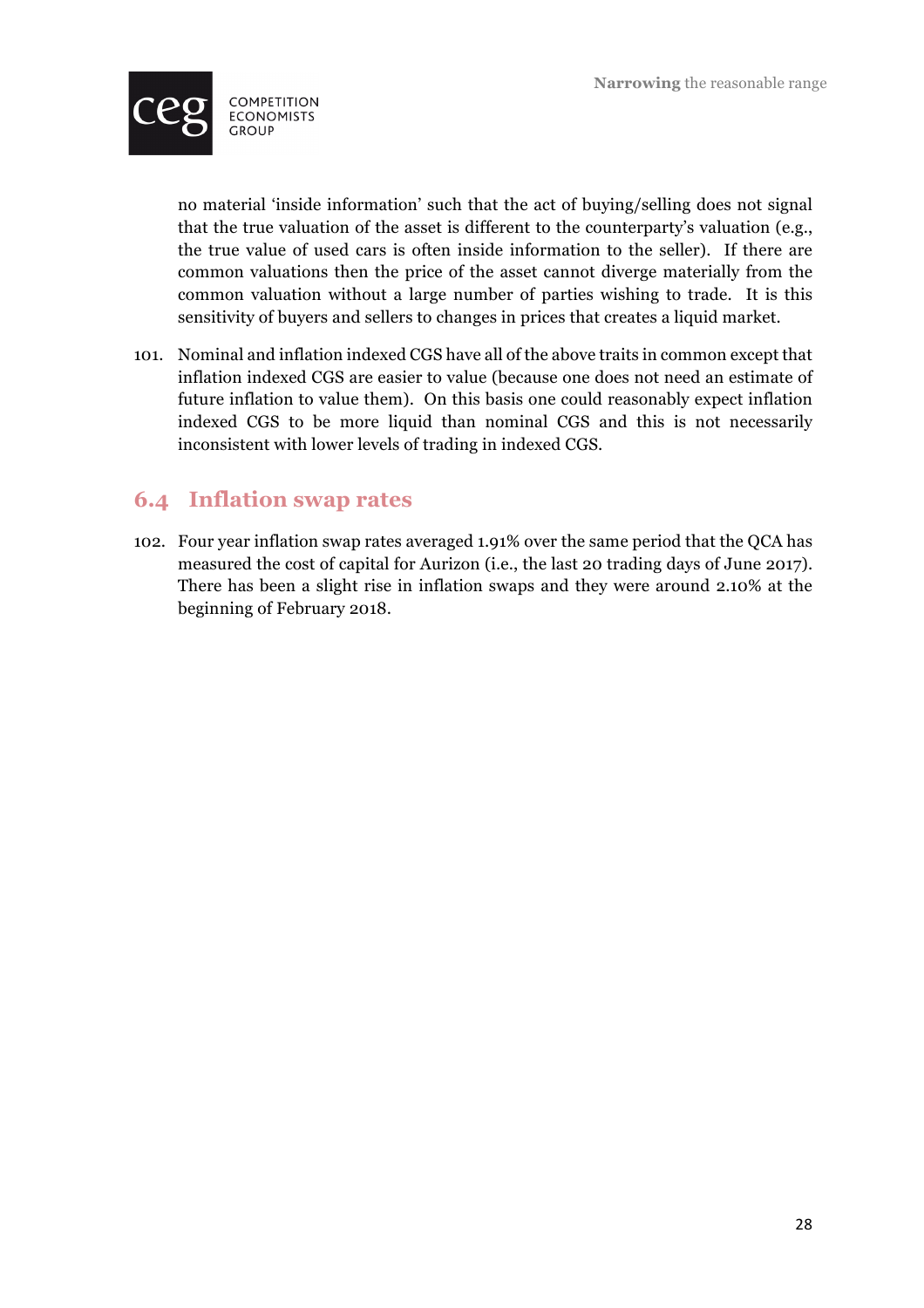no material 'inside information' such that the act of buying/selling does not signal that the true valuation of the asset is different to the counterparty's valuation (e.g., the true value of used cars is often inside information to the seller). If there are common valuations then the price of the asset cannot diverge materially from the common valuation without a large number of parties wishing to trade. It is this sensitivity of buyers and sellers to changes in prices that creates a liquid market.

101. Nominal and inflation indexed CGS have all of the above traits in common except that inflation indexed CGS are easier to value (because one does not need an estimate of future inflation to value them). On this basis one could reasonably expect inflation indexed CGS to be more liquid than nominal CGS and this is not necessarily inconsistent with lower levels of trading in indexed CGS.

## 6.4 Inflation swap rates

102. Four year inflation swap rates averaged 1.91% over the same period that the QCA has measured the cost of capital for Aurizon (i.e., the last 20 trading days of June 2017). There has been a slight rise in inflation swaps and they were around 2.10% at the beginning of February 2018.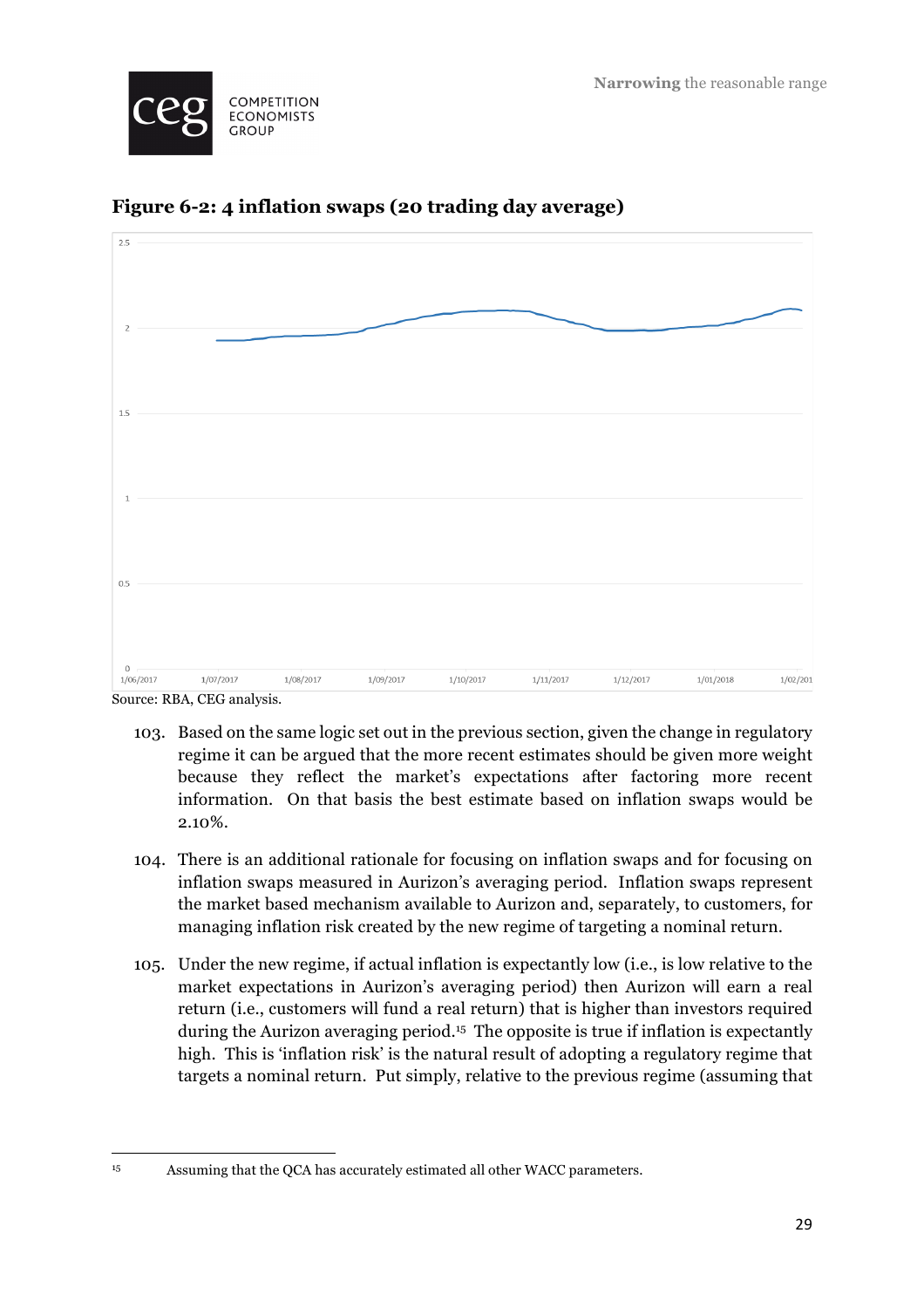### Figure 6-2: 4 inflation swaps (20 trading day average)

Source: RBA, CEG analysis.

103. Based on the same logic set out in the previous section, given the change in regulatory regime it can be argued that the more recent estimates should be given more weight because they reflect the market's expectations after factoring more recent information. On that basis the best estimate based on inflation swaps would be 2.10%.

104. There is an additional rationale for focusing on inflation swaps and for focusing on inflation swaps measured in Aurizon's averaging period. Inflation swaps represent the market based mechanism available to Aurizon and, separately, to customers, for managing inflation risk created by the new regime of targeting a nominal return.

105. Under the new regime, if actual inflation is expectantly low (i.e., is low relative to the market expectations in Aurizon's averaging period) then Aurizon will earn a real return (i.e., customers will fund a real return) that is higher than investors required during the Aurizon averaging period.[15] The opposite is true if inflation is expectantly high. This is 'inflation risk' is the natural result of adopting a regulatory regime that targets a nominal return. Put simply, relative to the previous regime (assuming that

[15] Assuming that the QCA has accurately estimated all other WACC parameters.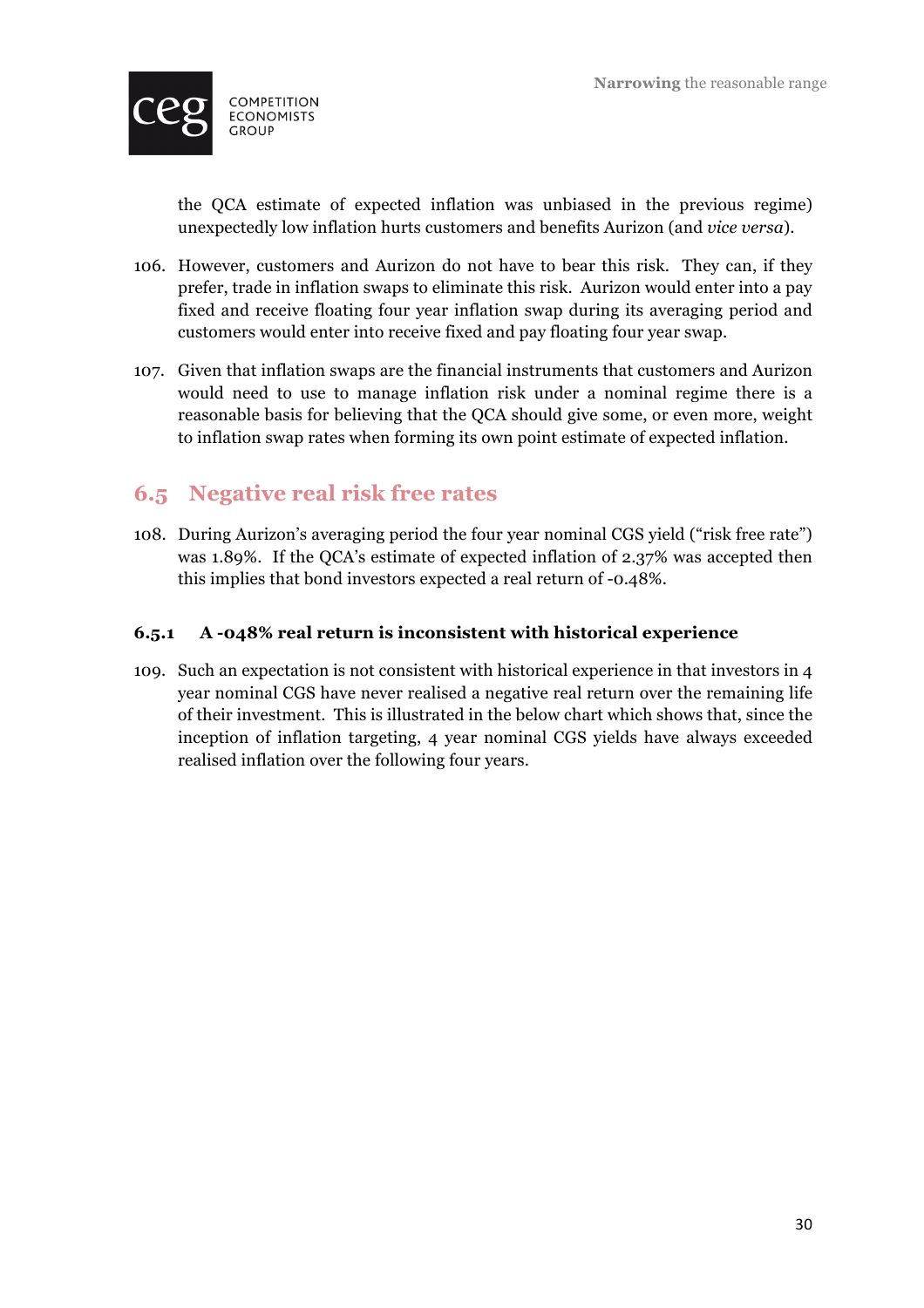the QCA estimate of expected inflation was unbiased in the previous regime) unexpectedly low inflation hurts customers and benefits Aurizon (and *vice versa*).

106. However, customers and Aurizon do not have to bear this risk. They can, if they prefer, trade in inflation swaps to eliminate this risk. Aurizon would enter into a pay fixed and receive floating four year inflation swap during its averaging period and customers would enter into receive fixed and pay floating four year swap.

107. Given that inflation swaps are the financial instruments that customers and Aurizon would need to use to manage inflation risk under a nominal regime there is a reasonable basis for believing that the QCA should give some, or even more, weight to inflation swap rates when forming its own point estimate of expected inflation.

## 6.5 Negative real risk free rates

108. During Aurizon's averaging period the four year nominal CGS yield ("risk free rate") was 1.89%. If the QCA's estimate of expected inflation of 2.37% was accepted then this implies that bond investors expected a real return of -0.48%.

### 6.5.1 A -048% real return is inconsistent with historical experience

109. Such an expectation is not consistent with historical experience in that investors in 4 year nominal CGS have never realised a negative real return over the remaining life of their investment. This is illustrated in the below chart which shows that, since the inception of inflation targeting, 4 year nominal CGS yields have always exceeded realised inflation over the following four years.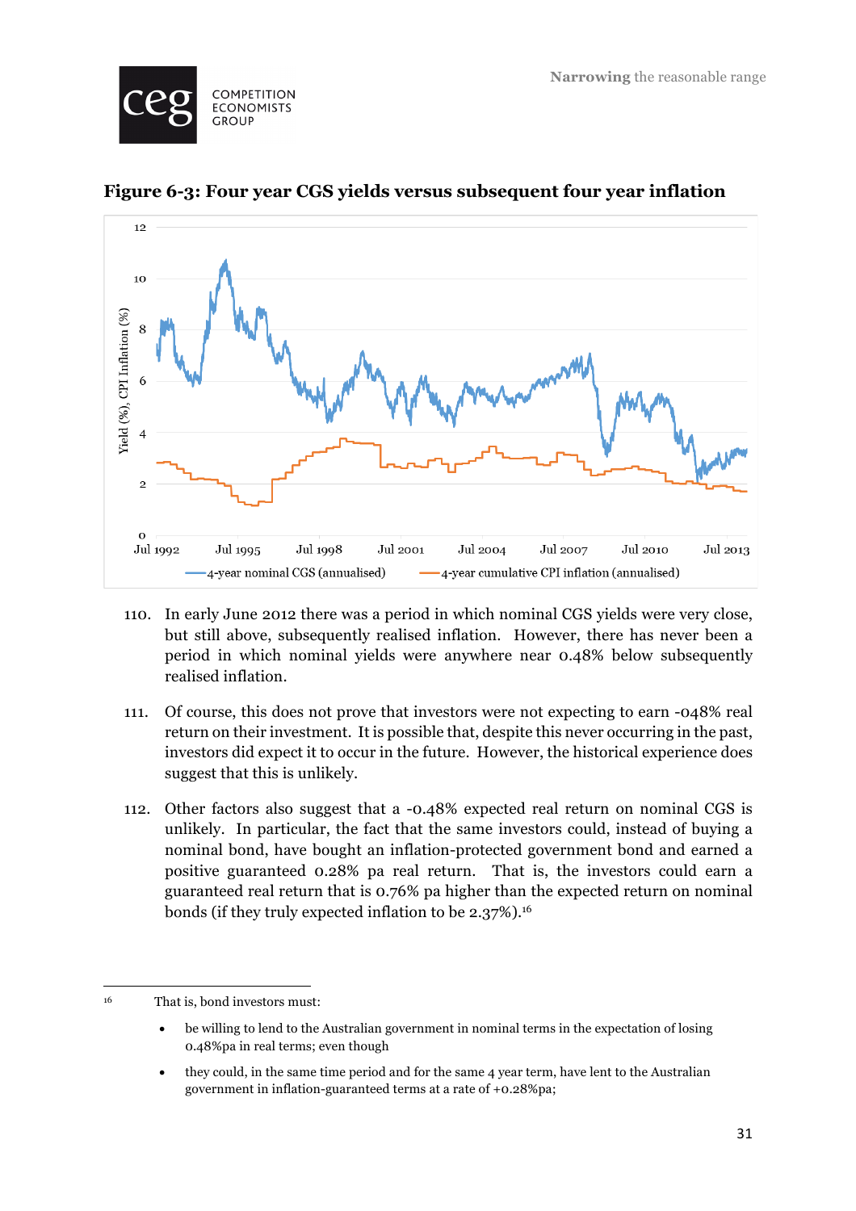**Figure 6-3: Four year CGS yields versus subsequent four year inflation**

110. In early June 2012 there was a period in which nominal CGS yields were very close, but still above, subsequently realised inflation. However, there has never been a period in which nominal yields were anywhere near 0.48% below subsequently realised inflation.

111. Of course, this does not prove that investors were not expecting to earn -048% real return on their investment. It is possible that, despite this never occurring in the past, investors did expect it to occur in the future. However, the historical experience does suggest that this is unlikely.

112. Other factors also suggest that a -0.48% expected real return on nominal CGS is unlikely. In particular, the fact that the same investors could, instead of buying a nominal bond, have bought an inflation-protected government bond and earned a positive guaranteed 0.28% pa real return. That is, the investors could earn a guaranteed real return that is 0.76% pa higher than the expected return on nominal bonds (if they truly expected inflation to be 2.37%).[16]

---

[16] That is, bond investors must:

- be willing to lend to the Australian government in nominal terms in the expectation of losing 0.48%pa in real terms; even though
- they could, in the same time period and for the same 4 year term, have lent to the Australian government in inflation-guaranteed terms at a rate of +0.28%pa;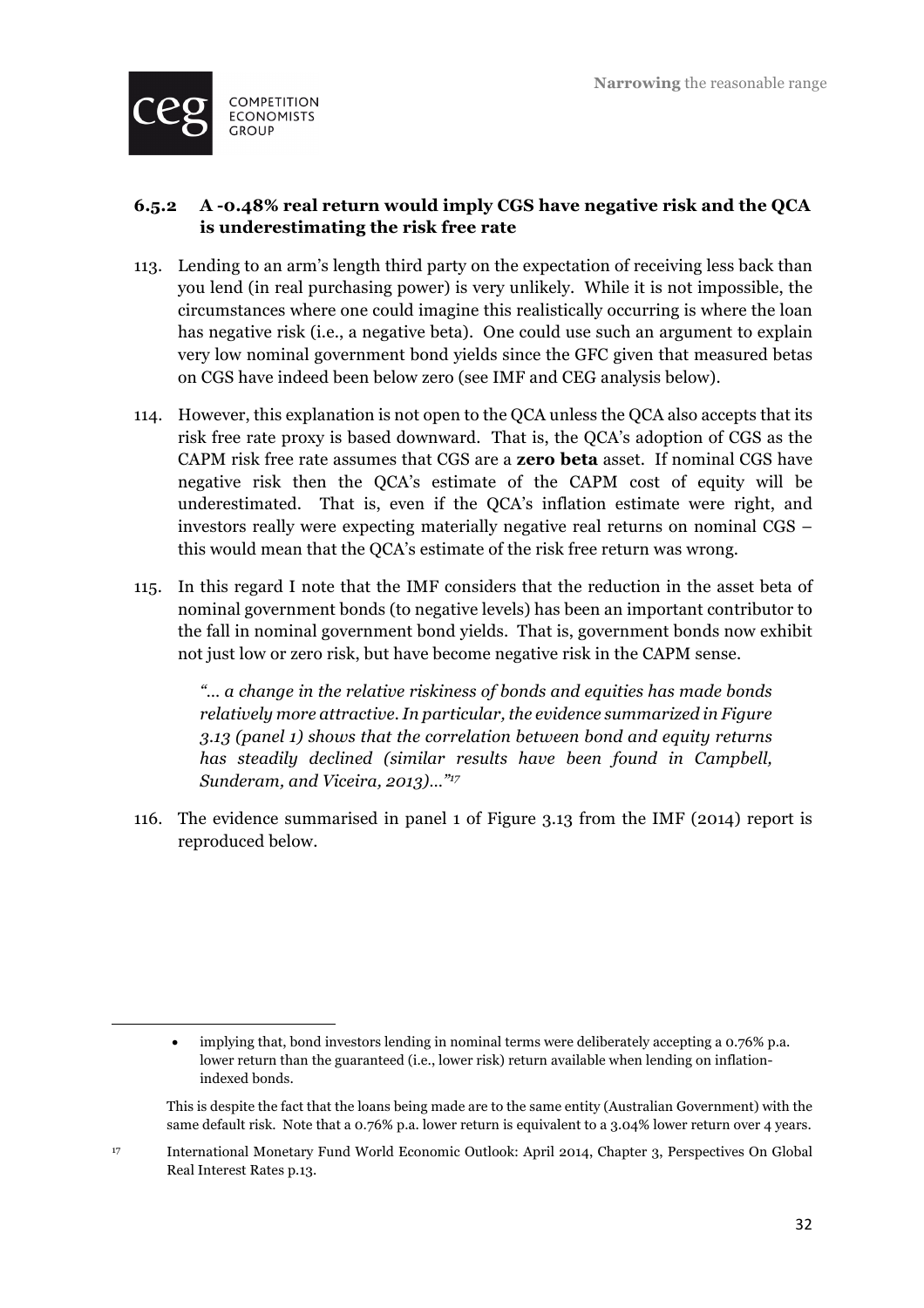### 6.5.2 A -0.48% real return would imply CGS have negative risk and the QCA is underestimating the risk free rate

113. Lending to an arm's length third party on the expectation of receiving less back than you lend (in real purchasing power) is very unlikely. While it is not impossible, the circumstances where one could imagine this realistically occurring is where the loan has negative risk (i.e., a negative beta). One could use such an argument to explain very low nominal government bond yields since the GFC given that measured betas on CGS have indeed been below zero (see IMF and CEG analysis below).

114. However, this explanation is not open to the QCA unless the QCA also accepts that its risk free rate proxy is based downward. That is, the QCA's adoption of CGS as the CAPM risk free rate assumes that CGS are a **zero beta** asset. If nominal CGS have negative risk then the QCA's estimate of the CAPM cost of equity will be underestimated. That is, even if the QCA's inflation estimate were right, and investors really were expecting materially negative real returns on nominal CGS – this would mean that the QCA's estimate of the risk free return was wrong.

115. In this regard I note that the IMF considers that the reduction in the asset beta of nominal government bonds (to negative levels) has been an important contributor to the fall in nominal government bond yields. That is, government bonds now exhibit not just low or zero risk, but have become negative risk in the CAPM sense.

> *"… a change in the relative riskiness of bonds and equities has made bonds relatively more attractive. In particular, the evidence summarized in Figure 3.13 (panel 1) shows that the correlation between bond and equity returns has steadily declined (similar results have been found in Campbell, Sunderam, and Viceira, 2013)…"*[17]

116. The evidence summarised in panel 1 of Figure 3.13 from the IMF (2014) report is reproduced below.

---

- implying that, bond investors lending in nominal terms were deliberately accepting a 0.76% p.a. lower return than the guaranteed (i.e., lower risk) return available when lending on inflation-indexed bonds.

This is despite the fact that the loans being made are to the same entity (Australian Government) with the same default risk. Note that a 0.76% p.a. lower return is equivalent to a 3.04% lower return over 4 years.

[17] International Monetary Fund World Economic Outlook: April 2014, Chapter 3, Perspectives On Global Real Interest Rates p.13.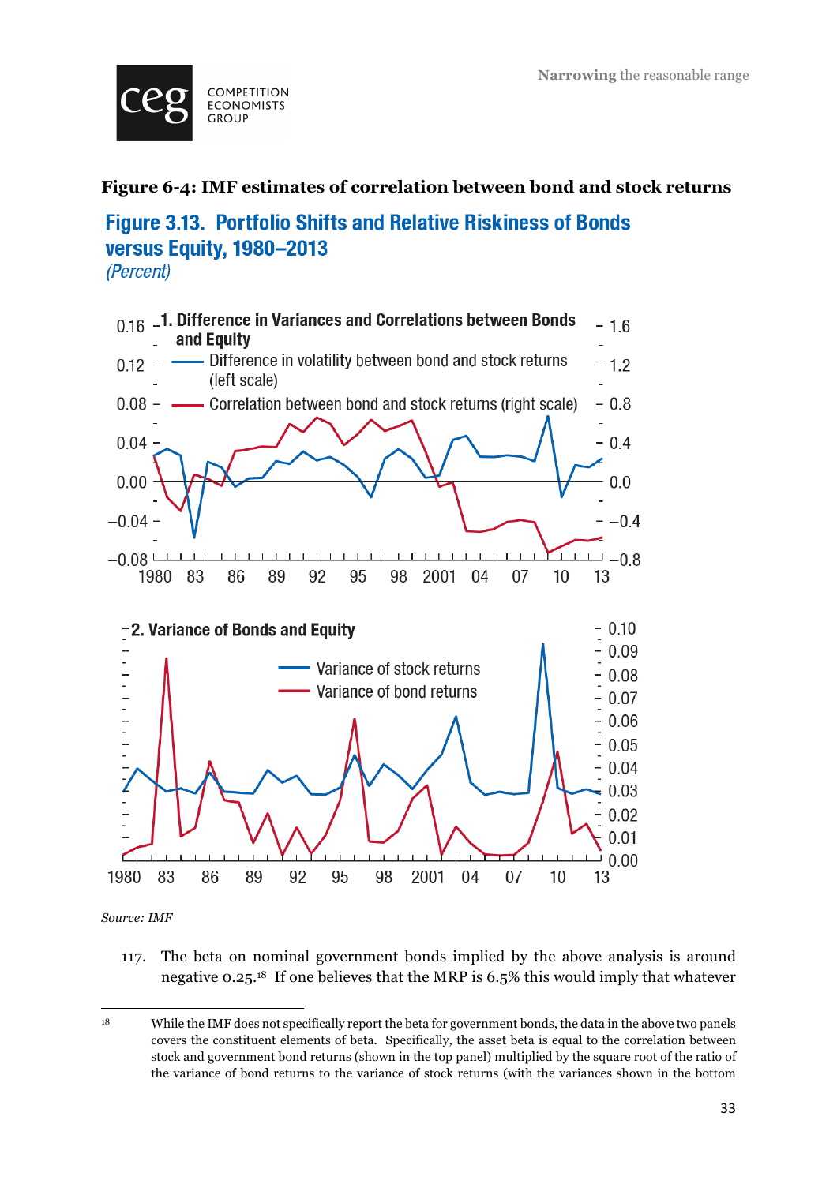**Figure 6-4: IMF estimates of correlation between bond and stock returns**

**Figure 3.13. Portfolio Shifts and Relative Riskiness of Bonds versus Equity, 1980–2013**

*(Percent)*

**1. Difference in Variances and Correlations between Bonds and Equity**

- Difference in volatility between bond and stock returns (left scale)
- Correlation between bond and stock returns (right scale)

**2. Variance of Bonds and Equity**

- Variance of stock returns
- Variance of bond returns

*Source: IMF*

117. The beta on nominal government bonds implied by the above analysis is around negative 0.25.[18] If one believes that the MRP is 6.5% this would imply that whatever

---

[18] While the IMF does not specifically report the beta for government bonds, the data in the above two panels covers the constituent elements of beta. Specifically, the asset beta is equal to the correlation between stock and government bond returns (shown in the top panel) multiplied by the square root of the ratio of the variance of bond returns to the variance of stock returns (with the variances shown in the bottom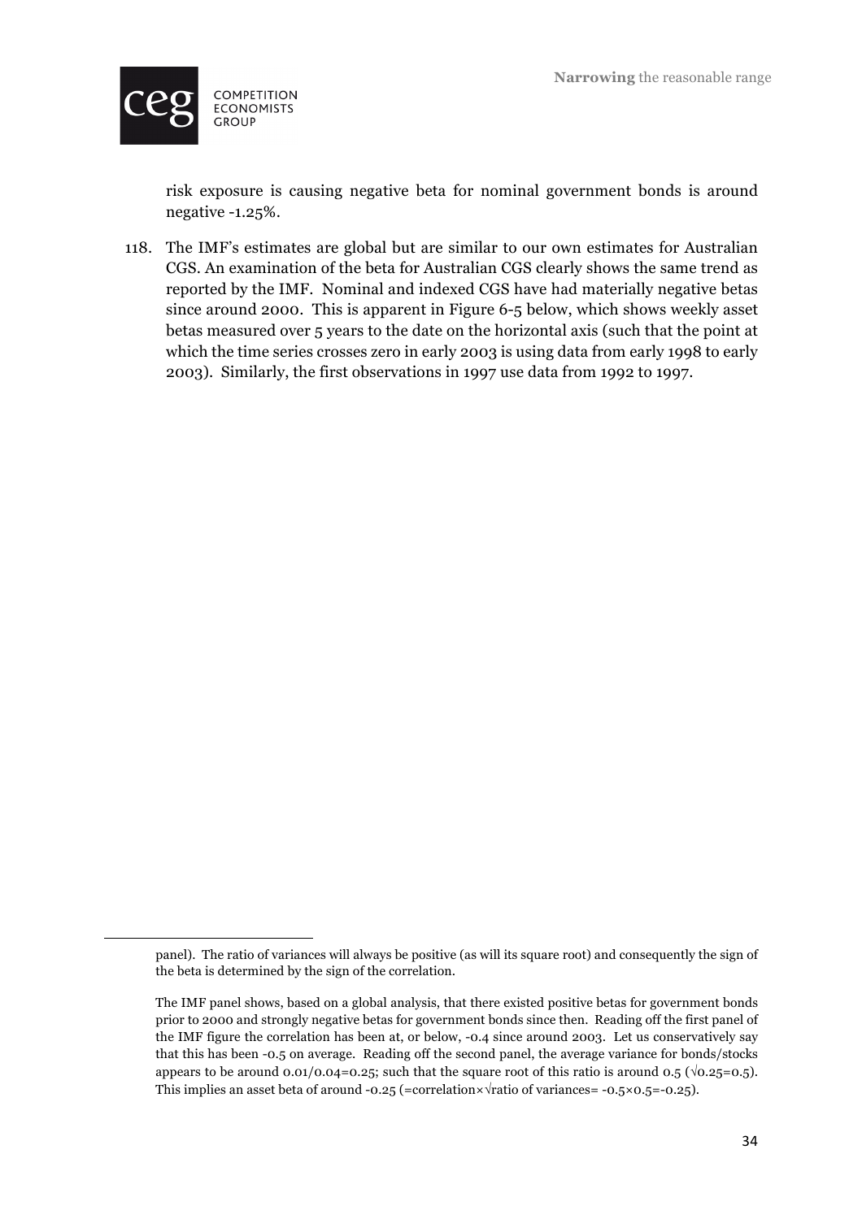risk exposure is causing negative beta for nominal government bonds is around negative -1.25%.

118. The IMF's estimates are global but are similar to our own estimates for Australian CGS. An examination of the beta for Australian CGS clearly shows the same trend as reported by the IMF. Nominal and indexed CGS have had materially negative betas since around 2000. This is apparent in Figure 6-5 below, which shows weekly asset betas measured over 5 years to the date on the horizontal axis (such that the point at which the time series crosses zero in early 2003 is using data from early 1998 to early 2003). Similarly, the first observations in 1997 use data from 1992 to 1997.

---

panel). The ratio of variances will always be positive (as will its square root) and consequently the sign of the beta is determined by the sign of the correlation.

The IMF panel shows, based on a global analysis, that there existed positive betas for government bonds prior to 2000 and strongly negative betas for government bonds since then. Reading off the first panel of the IMF figure the correlation has been at, or below, -0.4 since around 2003. Let us conservatively say that this has been -0.5 on average. Reading off the second panel, the average variance for bonds/stocks appears to be around 0.01/0.04=0.25; such that the square root of this ratio is around 0.5 ($\sqrt{0.25}=0.5$). This implies an asset beta of around -0.25 (=correlation×√ratio of variances= -0.5×0.5=-0.25).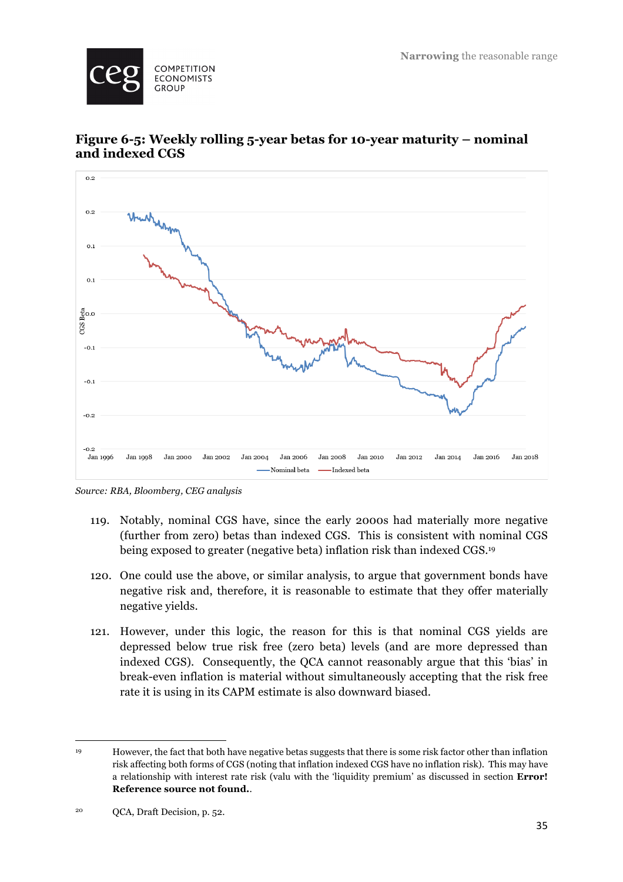### Figure 6-5: Weekly rolling 5-year betas for 10-year maturity – nominal and indexed CGS

*Source: RBA, Bloomberg, CEG analysis*

119. Notably, nominal CGS have, since the early 2000s had materially more negative (further from zero) betas than indexed CGS. This is consistent with nominal CGS being exposed to greater (negative beta) inflation risk than indexed CGS.[19]

120. One could use the above, or similar analysis, to argue that government bonds have negative risk and, therefore, it is reasonable to estimate that they offer materially negative yields.

121. However, under this logic, the reason for this is that nominal CGS yields are depressed below true risk free (zero beta) levels (and are more depressed than indexed CGS). Consequently, the QCA cannot reasonably argue that this 'bias' in break-even inflation is material without simultaneously accepting that the risk free rate it is using in its CAPM estimate is also downward biased.

---

[19] However, the fact that both have negative betas suggests that there is some risk factor other than inflation risk affecting both forms of CGS (noting that inflation indexed CGS have no inflation risk). This may have a relationship with interest rate risk (valu with the 'liquidity premium' as discussed in section **Error! Reference source not found.**.

[20] QCA, Draft Decision, p. 52.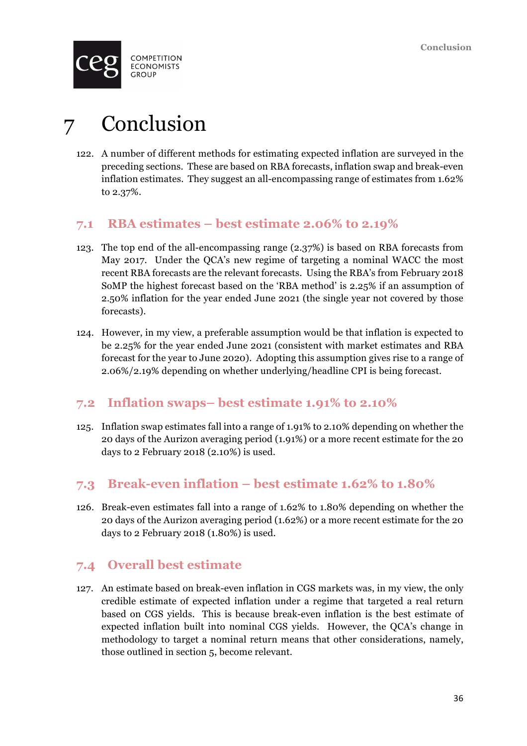# 7 Conclusion

122. A number of different methods for estimating expected inflation are surveyed in the preceding sections. These are based on RBA forecasts, inflation swap and break-even inflation estimates. They suggest an all-encompassing range of estimates from 1.62% to 2.37%.

## 7.1 RBA estimates – best estimate 2.06% to 2.19%

123. The top end of the all-encompassing range (2.37%) is based on RBA forecasts from May 2017. Under the QCA's new regime of targeting a nominal WACC the most recent RBA forecasts are the relevant forecasts. Using the RBA's from February 2018 SoMP the highest forecast based on the 'RBA method' is 2.25% if an assumption of 2.50% inflation for the year ended June 2021 (the single year not covered by those forecasts).

124. However, in my view, a preferable assumption would be that inflation is expected to be 2.25% for the year ended June 2021 (consistent with market estimates and RBA forecast for the year to June 2020). Adopting this assumption gives rise to a range of 2.06%/2.19% depending on whether underlying/headline CPI is being forecast.

## 7.2 Inflation swaps– best estimate 1.91% to 2.10%

125. Inflation swap estimates fall into a range of 1.91% to 2.10% depending on whether the 20 days of the Aurizon averaging period (1.91%) or a more recent estimate for the 20 days to 2 February 2018 (2.10%) is used.

## 7.3 Break-even inflation – best estimate 1.62% to 1.80%

126. Break-even estimates fall into a range of 1.62% to 1.80% depending on whether the 20 days of the Aurizon averaging period (1.62%) or a more recent estimate for the 20 days to 2 February 2018 (1.80%) is used.

## 7.4 Overall best estimate

127. An estimate based on break-even inflation in CGS markets was, in my view, the only credible estimate of expected inflation under a regime that targeted a real return based on CGS yields. This is because break-even inflation is the best estimate of expected inflation built into nominal CGS yields. However, the QCA's change in methodology to target a nominal return means that other considerations, namely, those outlined in section 5, become relevant.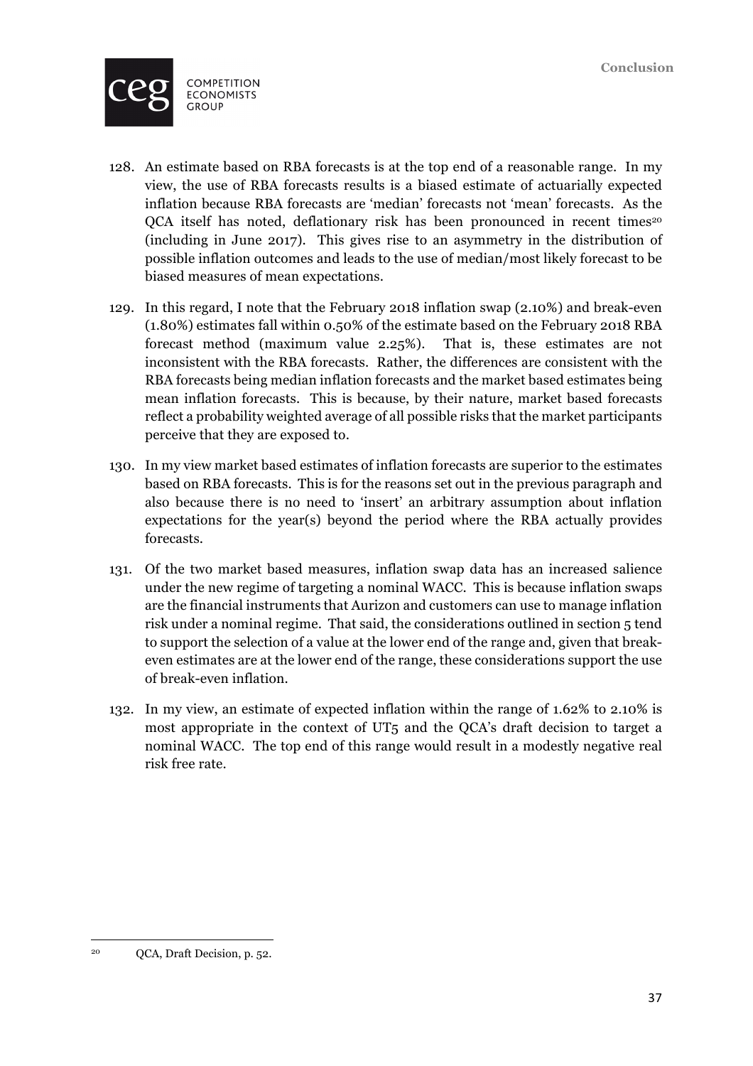128. An estimate based on RBA forecasts is at the top end of a reasonable range. In my view, the use of RBA forecasts results is a biased estimate of actuarially expected inflation because RBA forecasts are 'median' forecasts not 'mean' forecasts. As the QCA itself has noted, deflationary risk has been pronounced in recent times[20] (including in June 2017). This gives rise to an asymmetry in the distribution of possible inflation outcomes and leads to the use of median/most likely forecast to be biased measures of mean expectations.

129. In this regard, I note that the February 2018 inflation swap (2.10%) and break-even (1.80%) estimates fall within 0.50% of the estimate based on the February 2018 RBA forecast method (maximum value 2.25%). That is, these estimates are not inconsistent with the RBA forecasts. Rather, the differences are consistent with the RBA forecasts being median inflation forecasts and the market based estimates being mean inflation forecasts. This is because, by their nature, market based forecasts reflect a probability weighted average of all possible risks that the market participants perceive that they are exposed to.

130. In my view market based estimates of inflation forecasts are superior to the estimates based on RBA forecasts. This is for the reasons set out in the previous paragraph and also because there is no need to 'insert' an arbitrary assumption about inflation expectations for the year(s) beyond the period where the RBA actually provides forecasts.

131. Of the two market based measures, inflation swap data has an increased salience under the new regime of targeting a nominal WACC. This is because inflation swaps are the financial instruments that Aurizon and customers can use to manage inflation risk under a nominal regime. That said, the considerations outlined in section 5 tend to support the selection of a value at the lower end of the range and, given that break-even estimates are at the lower end of the range, these considerations support the use of break-even inflation.

132. In my view, an estimate of expected inflation within the range of 1.62% to 2.10% is most appropriate in the context of UT5 and the QCA's draft decision to target a nominal WACC. The top end of this range would result in a modestly negative real risk free rate.

[20] QCA, Draft Decision, p. 52.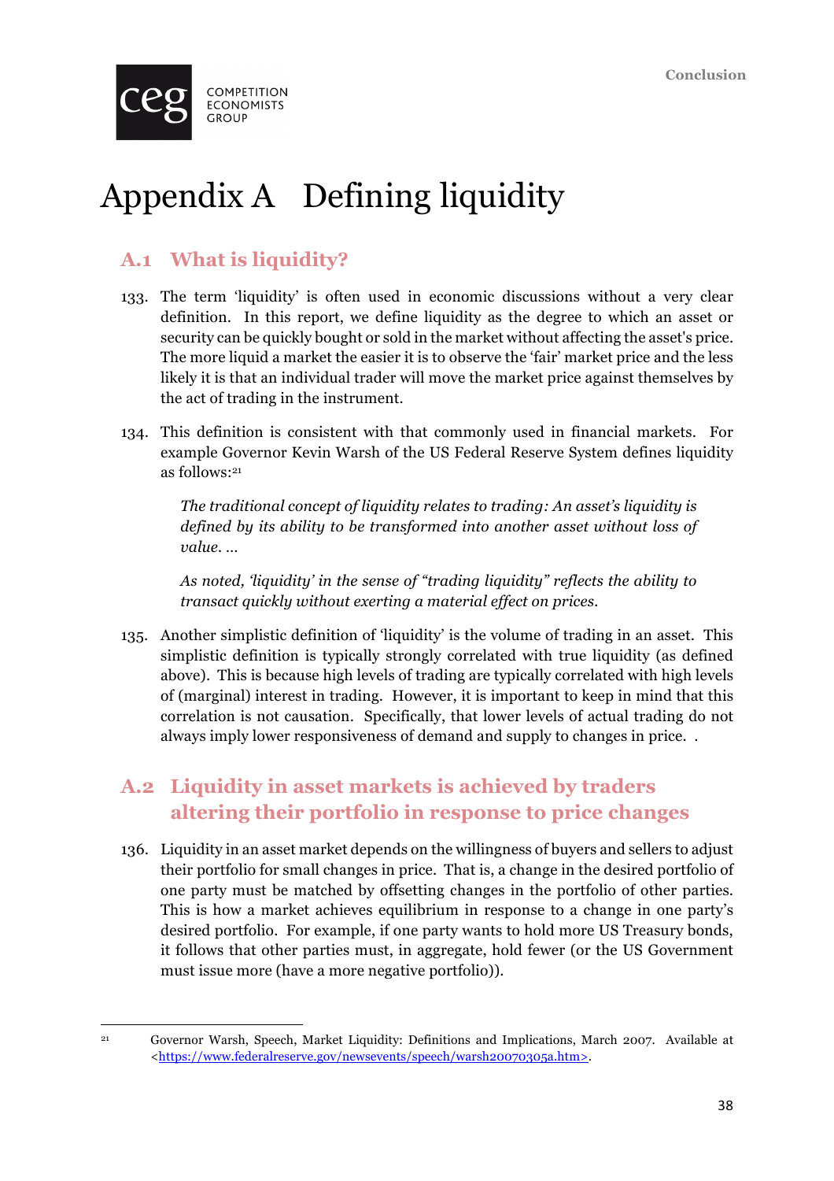# Appendix A Defining liquidity

## A.1 What is liquidity?

133. The term 'liquidity' is often used in economic discussions without a very clear definition. In this report, we define liquidity as the degree to which an asset or security can be quickly bought or sold in the market without affecting the asset's price. The more liquid a market the easier it is to observe the 'fair' market price and the less likely it is that an individual trader will move the market price against themselves by the act of trading in the instrument.

134. This definition is consistent with that commonly used in financial markets. For example Governor Kevin Warsh of the US Federal Reserve System defines liquidity as follows:[21]

> *The traditional concept of liquidity relates to trading: An asset's liquidity is defined by its ability to be transformed into another asset without loss of value. …*
>
> *As noted, 'liquidity' in the sense of "trading liquidity" reflects the ability to transact quickly without exerting a material effect on prices.*

135. Another simplistic definition of 'liquidity' is the volume of trading in an asset. This simplistic definition is typically strongly correlated with true liquidity (as defined above). This is because high levels of trading are typically correlated with high levels of (marginal) interest in trading. However, it is important to keep in mind that this correlation is not causation. Specifically, that lower levels of actual trading do not always imply lower responsiveness of demand and supply to changes in price. .

## A.2 Liquidity in asset markets is achieved by traders altering their portfolio in response to price changes

136. Liquidity in an asset market depends on the willingness of buyers and sellers to adjust their portfolio for small changes in price. That is, a change in the desired portfolio of one party must be matched by offsetting changes in the portfolio of other parties. This is how a market achieves equilibrium in response to a change in one party's desired portfolio. For example, if one party wants to hold more US Treasury bonds, it follows that other parties must, in aggregate, hold fewer (or the US Government must issue more (have a more negative portfolio)).

---

[21] Governor Warsh, Speech, Market Liquidity: Definitions and Implications, March 2007. Available at <https://www.federalreserve.gov/newsevents/speech/warsh20070305a.htm>.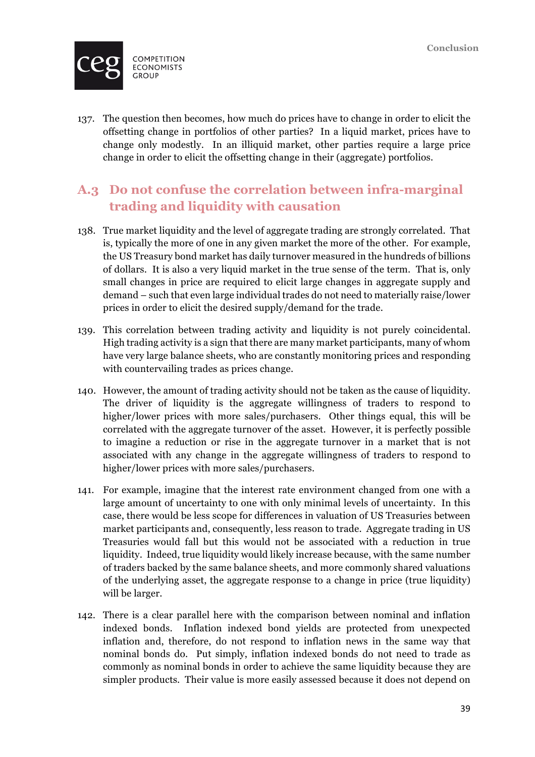137. The question then becomes, how much do prices have to change in order to elicit the offsetting change in portfolios of other parties? In a liquid market, prices have to change only modestly. In an illiquid market, other parties require a large price change in order to elicit the offsetting change in their (aggregate) portfolios.

## A.3 Do not confuse the correlation between infra-marginal trading and liquidity with causation

138. True market liquidity and the level of aggregate trading are strongly correlated. That is, typically the more of one in any given market the more of the other. For example, the US Treasury bond market has daily turnover measured in the hundreds of billions of dollars. It is also a very liquid market in the true sense of the term. That is, only small changes in price are required to elicit large changes in aggregate supply and demand – such that even large individual trades do not need to materially raise/lower prices in order to elicit the desired supply/demand for the trade.

139. This correlation between trading activity and liquidity is not purely coincidental. High trading activity is a sign that there are many market participants, many of whom have very large balance sheets, who are constantly monitoring prices and responding with countervailing trades as prices change.

140. However, the amount of trading activity should not be taken as the cause of liquidity. The driver of liquidity is the aggregate willingness of traders to respond to higher/lower prices with more sales/purchasers. Other things equal, this will be correlated with the aggregate turnover of the asset. However, it is perfectly possible to imagine a reduction or rise in the aggregate turnover in a market that is not associated with any change in the aggregate willingness of traders to respond to higher/lower prices with more sales/purchasers.

141. For example, imagine that the interest rate environment changed from one with a large amount of uncertainty to one with only minimal levels of uncertainty. In this case, there would be less scope for differences in valuation of US Treasuries between market participants and, consequently, less reason to trade. Aggregate trading in US Treasuries would fall but this would not be associated with a reduction in true liquidity. Indeed, true liquidity would likely increase because, with the same number of traders backed by the same balance sheets, and more commonly shared valuations of the underlying asset, the aggregate response to a change in price (true liquidity) will be larger.

142. There is a clear parallel here with the comparison between nominal and inflation indexed bonds. Inflation indexed bond yields are protected from unexpected inflation and, therefore, do not respond to inflation news in the same way that nominal bonds do. Put simply, inflation indexed bonds do not need to trade as commonly as nominal bonds in order to achieve the same liquidity because they are simpler products. Their value is more easily assessed because it does not depend on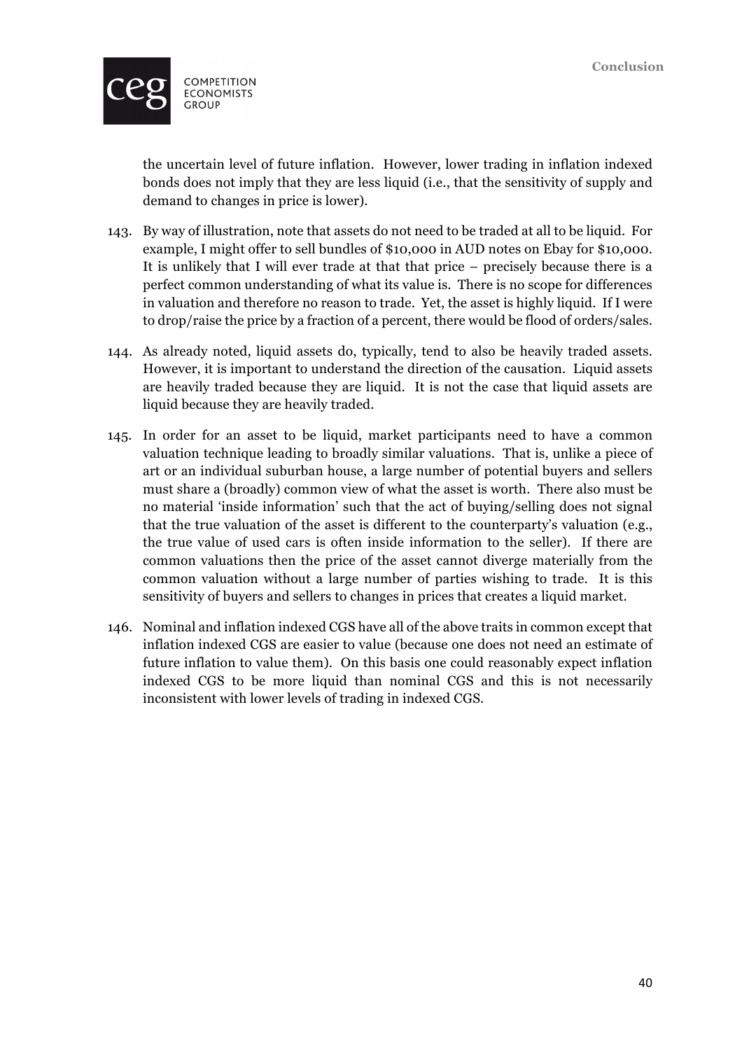the uncertain level of future inflation. However, lower trading in inflation indexed bonds does not imply that they are less liquid (i.e., that the sensitivity of supply and demand to changes in price is lower).

143. By way of illustration, note that assets do not need to be traded at all to be liquid. For example, I might offer to sell bundles of $10,000 in AUD notes on Ebay for $10,000. It is unlikely that I will ever trade at that that price – precisely because there is a perfect common understanding of what its value is. There is no scope for differences in valuation and therefore no reason to trade. Yet, the asset is highly liquid. If I were to drop/raise the price by a fraction of a percent, there would be flood of orders/sales.

144. As already noted, liquid assets do, typically, tend to also be heavily traded assets. However, it is important to understand the direction of the causation. Liquid assets are heavily traded because they are liquid. It is not the case that liquid assets are liquid because they are heavily traded.

145. In order for an asset to be liquid, market participants need to have a common valuation technique leading to broadly similar valuations. That is, unlike a piece of art or an individual suburban house, a large number of potential buyers and sellers must share a (broadly) common view of what the asset is worth. There also must be no material 'inside information' such that the act of buying/selling does not signal that the true valuation of the asset is different to the counterparty's valuation (e.g., the true value of used cars is often inside information to the seller). If there are common valuations then the price of the asset cannot diverge materially from the common valuation without a large number of parties wishing to trade. It is this sensitivity of buyers and sellers to changes in prices that creates a liquid market.

146. Nominal and inflation indexed CGS have all of the above traits in common except that inflation indexed CGS are easier to value (because one does not need an estimate of future inflation to value them). On this basis one could reasonably expect inflation indexed CGS to be more liquid than nominal CGS and this is not necessarily inconsistent with lower levels of trading in indexed CGS.